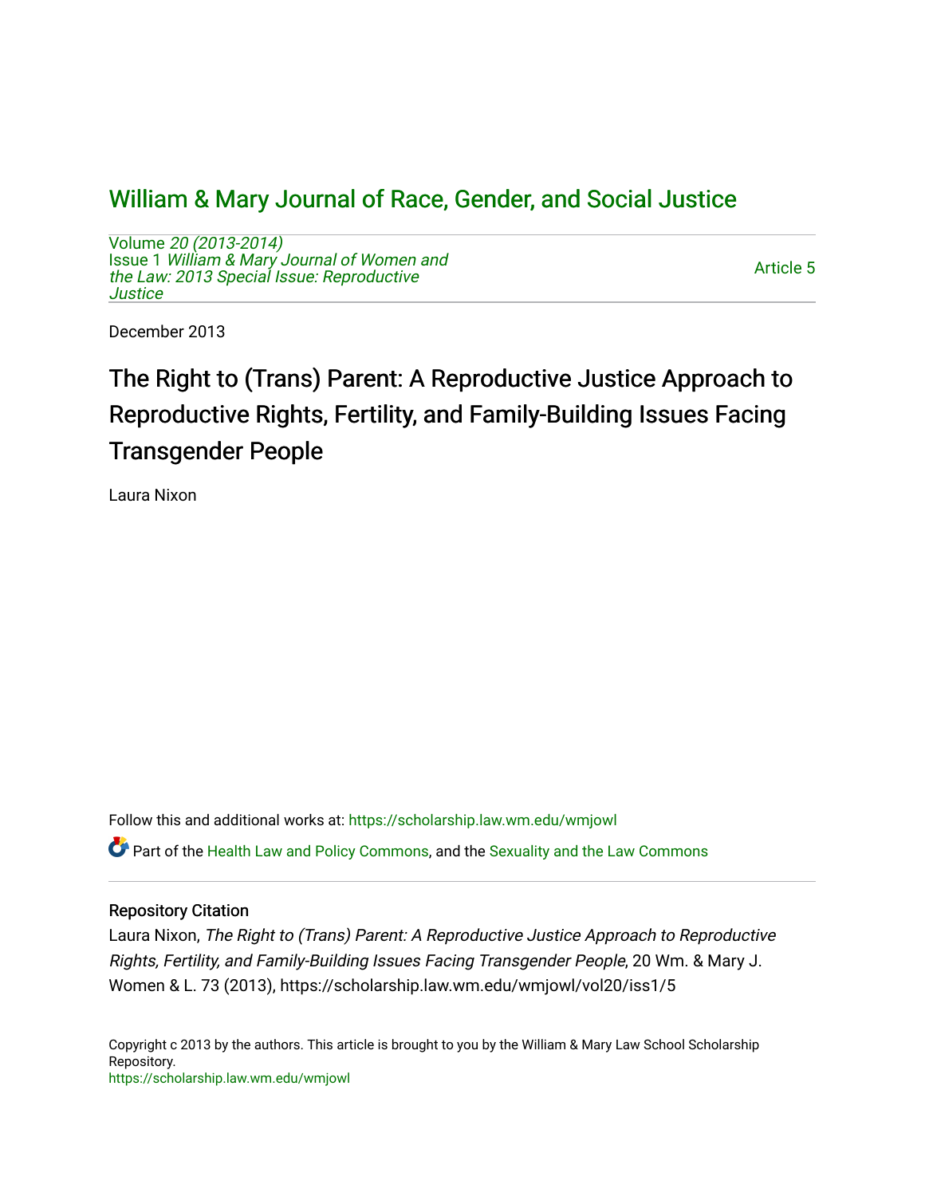# William & Mary Journal of Race, Gender, and Social Justice

Volume *20 (2013-2014)*
Issue 1 *William & Mary Journal of Women and the Law: 2013 Special Issue: Reproductive Justice*

Article 5

December 2013

# The Right to (Trans) Parent: A Reproductive Justice Approach to Reproductive Rights, Fertility, and Family-Building Issues Facing Transgender People

Laura Nixon

Follow this and additional works at: https://scholarship.law.wm.edu/wmjowl

Part of the Health Law and Policy Commons, and the Sexuality and the Law Commons

## Repository Citation

Laura Nixon, *The Right to (Trans) Parent: A Reproductive Justice Approach to Reproductive Rights, Fertility, and Family-Building Issues Facing Transgender People*, 20 Wm. & Mary J. Women & L. 73 (2013), https://scholarship.law.wm.edu/wmjowl/vol20/iss1/5

Copyright c 2013 by the authors. This article is brought to you by the William & Mary Law School Scholarship Repository.
https://scholarship.law.wm.edu/wmjowl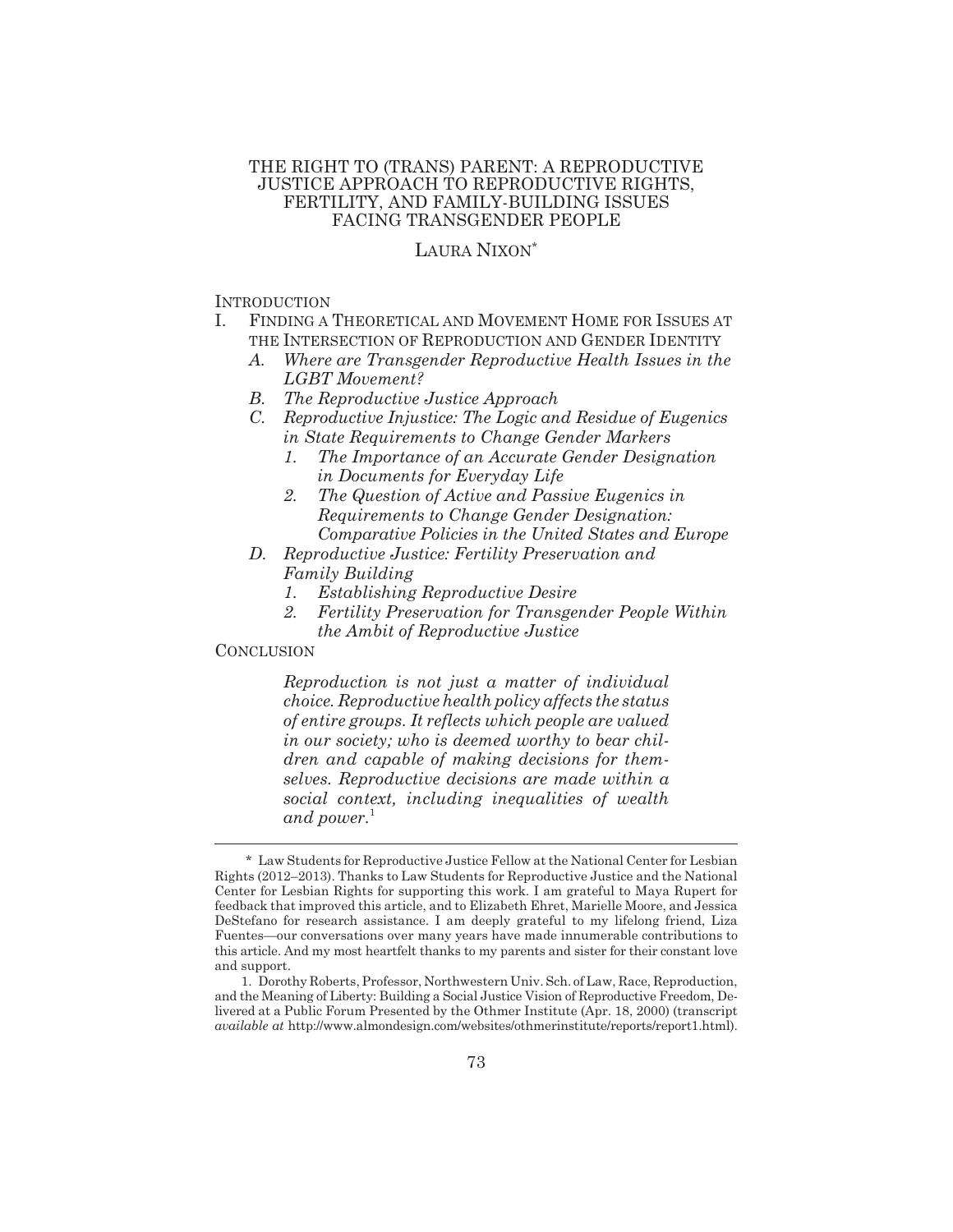# THE RIGHT TO (TRANS) PARENT: A REPRODUCTIVE JUSTICE APPROACH TO REPRODUCTIVE RIGHTS, FERTILITY, AND FAMILY-BUILDING ISSUES FACING TRANSGENDER PEOPLE

LAURA NIXON*

INTRODUCTION

I. FINDING A THEORETICAL AND MOVEMENT HOME FOR ISSUES AT THE INTERSECTION OF REPRODUCTION AND GENDER IDENTITY
   - *A. Where are Transgender Reproductive Health Issues in the LGBT Movement?*
   - *B. The Reproductive Justice Approach*
   - *C. Reproductive Injustice: The Logic and Residue of Eugenics in State Requirements to Change Gender Markers*
     - *1. The Importance of an Accurate Gender Designation in Documents for Everyday Life*
     - *2. The Question of Active and Passive Eugenics in Requirements to Change Gender Designation: Comparative Policies in the United States and Europe*
   - *D. Reproductive Justice: Fertility Preservation and Family Building*
     - *1. Establishing Reproductive Desire*
     - *2. Fertility Preservation for Transgender People Within the Ambit of Reproductive Justice*

CONCLUSION

> *Reproduction is not just a matter of individual choice. Reproductive health policy affects the status of entire groups. It reflects which people are valued in our society; who is deemed worthy to bear children and capable of making decisions for themselves. Reproductive decisions are made within a social context, including inequalities of wealth and power.*[1]

---

\* Law Students for Reproductive Justice Fellow at the National Center for Lesbian Rights (2012–2013). Thanks to Law Students for Reproductive Justice and the National Center for Lesbian Rights for supporting this work. I am grateful to Maya Rupert for feedback that improved this article, and to Elizabeth Ehret, Marielle Moore, and Jessica DeStefano for research assistance. I am deeply grateful to my lifelong friend, Liza Fuentes—our conversations over many years have made innumerable contributions to this article. And my most heartfelt thanks to my parents and sister for their constant love and support.

1. Dorothy Roberts, Professor, Northwestern Univ. Sch. of Law, Race, Reproduction, and the Meaning of Liberty: Building a Social Justice Vision of Reproductive Freedom, Delivered at a Public Forum Presented by the Othmer Institute (Apr. 18, 2000) (transcript *available at* http://www.almondesign.com/websites/othmerinstitute/reports/report1.html).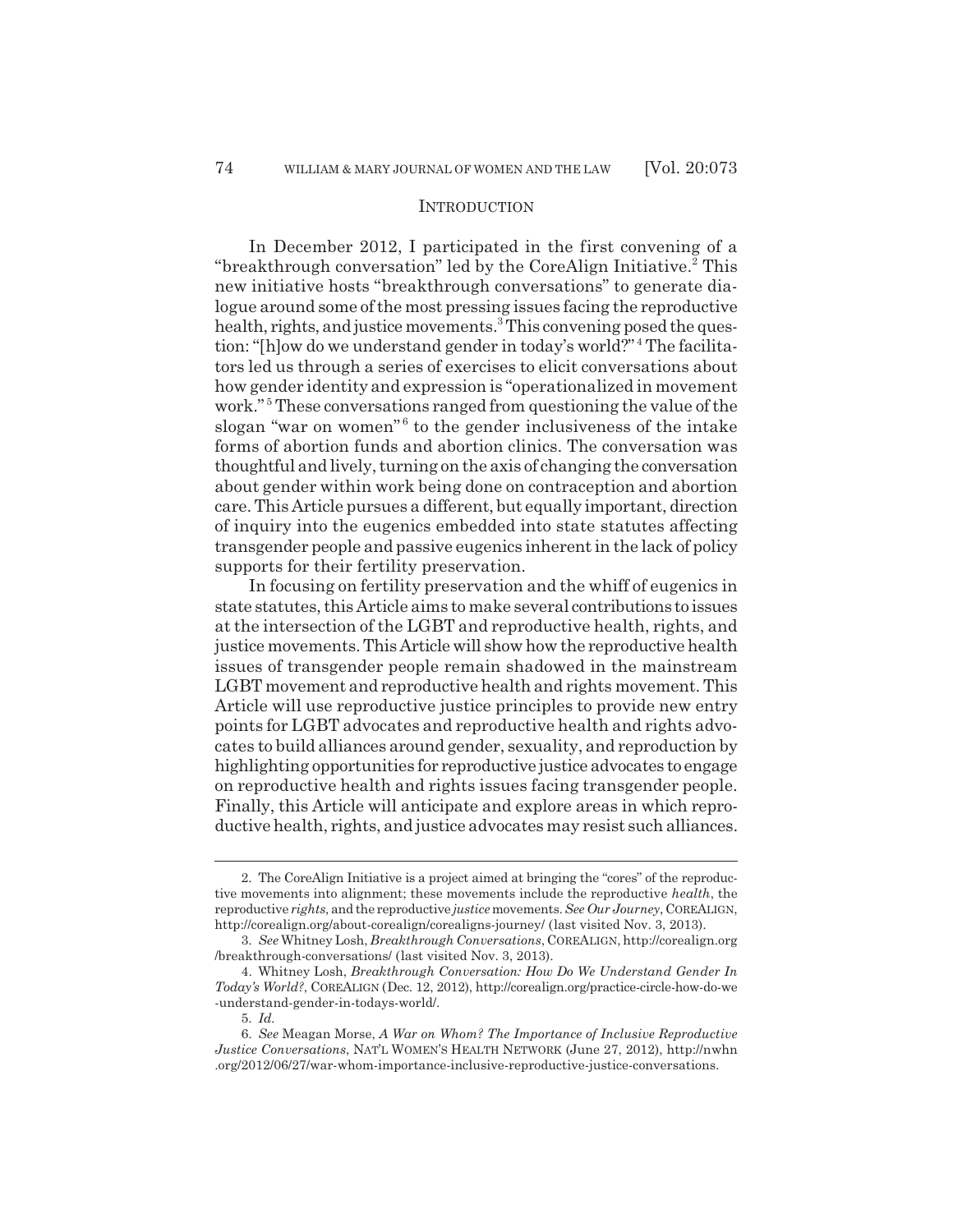## INTRODUCTION

In December 2012, I participated in the first convening of a "breakthrough conversation" led by the CoreAlign Initiative.[2] This new initiative hosts "breakthrough conversations" to generate dialogue around some of the most pressing issues facing the reproductive health, rights, and justice movements.[3] This convening posed the question: "[h]ow do we understand gender in today's world?"[4] The facilitators led us through a series of exercises to elicit conversations about how gender identity and expression is "operationalized in movement work."[5] These conversations ranged from questioning the value of the slogan "war on women"[6] to the gender inclusiveness of the intake forms of abortion funds and abortion clinics. The conversation was thoughtful and lively, turning on the axis of changing the conversation about gender within work being done on contraception and abortion care. This Article pursues a different, but equally important, direction of inquiry into the eugenics embedded into state statutes affecting transgender people and passive eugenics inherent in the lack of policy supports for their fertility preservation.

In focusing on fertility preservation and the whiff of eugenics in state statutes, this Article aims to make several contributions to issues at the intersection of the LGBT and reproductive health, rights, and justice movements. This Article will show how the reproductive health issues of transgender people remain shadowed in the mainstream LGBT movement and reproductive health and rights movement. This Article will use reproductive justice principles to provide new entry points for LGBT advocates and reproductive health and rights advocates to build alliances around gender, sexuality, and reproduction by highlighting opportunities for reproductive justice advocates to engage on reproductive health and rights issues facing transgender people. Finally, this Article will anticipate and explore areas in which reproductive health, rights, and justice advocates may resist such alliances.

---

2. The CoreAlign Initiative is a project aimed at bringing the "cores" of the reproductive movements into alignment; these movements include the reproductive *health*, the reproductive *rights*, and the reproductive *justice* movements. *See Our Journey*, COREALIGN, http://corealign.org/about-corealign/corealigns-journey/ (last visited Nov. 3, 2013).

3. *See* Whitney Losh, *Breakthrough Conversations*, COREALIGN, http://corealign.org/breakthrough-conversations/ (last visited Nov. 3, 2013).

4. Whitney Losh, *Breakthrough Conversation: How Do We Understand Gender In Today's World?*, COREALIGN (Dec. 12, 2012), http://corealign.org/practice-circle-how-do-we-understand-gender-in-todays-world/.

5. *Id.*

6. *See* Meagan Morse, *A War on Whom? The Importance of Inclusive Reproductive Justice Conversations*, NAT'L WOMEN'S HEALTH NETWORK (June 27, 2012), http://nwhn.org/2012/06/27/war-whom-importance-inclusive-reproductive-justice-conversations.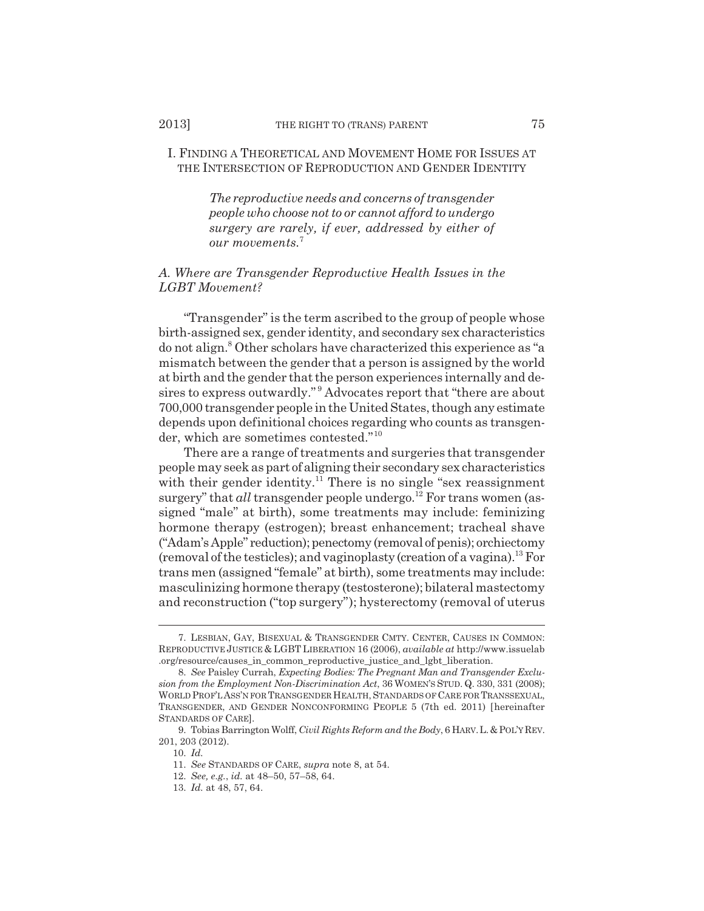## I. FINDING A THEORETICAL AND MOVEMENT HOME FOR ISSUES AT THE INTERSECTION OF REPRODUCTION AND GENDER IDENTITY

> *The reproductive needs and concerns of transgender people who choose not to or cannot afford to undergo surgery are rarely, if ever, addressed by either of our movements.*[7]

### *A. Where are Transgender Reproductive Health Issues in the LGBT Movement?*

"Transgender" is the term ascribed to the group of people whose birth-assigned sex, gender identity, and secondary sex characteristics do not align.[8] Other scholars have characterized this experience as "a mismatch between the gender that a person is assigned by the world at birth and the gender that the person experiences internally and desires to express outwardly."[9] Advocates report that "there are about 700,000 transgender people in the United States, though any estimate depends upon definitional choices regarding who counts as transgender, which are sometimes contested."[10]

There are a range of treatments and surgeries that transgender people may seek as part of aligning their secondary sex characteristics with their gender identity.[11] There is no single "sex reassignment surgery" that *all* transgender people undergo.[12] For trans women (assigned "male" at birth), some treatments may include: feminizing hormone therapy (estrogen); breast enhancement; tracheal shave ("Adam's Apple" reduction); penectomy (removal of penis); orchiectomy (removal of the testicles); and vaginoplasty (creation of a vagina).[13] For trans men (assigned "female" at birth), some treatments may include: masculinizing hormone therapy (testosterone); bilateral mastectomy and reconstruction ("top surgery"); hysterectomy (removal of uterus

---

7. LESBIAN, GAY, BISEXUAL & TRANSGENDER CMTY. CENTER, CAUSES IN COMMON: REPRODUCTIVE JUSTICE & LGBT LIBERATION 16 (2006), *available at* http://www.issuelab.org/resource/causes_in_common_reproductive_justice_and_lgbt_liberation.

8. *See* Paisley Currah, *Expecting Bodies: The Pregnant Man and Transgender Exclusion from the Employment Non-Discrimination Act*, 36 WOMEN'S STUD. Q. 330, 331 (2008); WORLD PROF'L ASS'N FOR TRANSGENDER HEALTH, STANDARDS OF CARE FOR TRANSSEXUAL, TRANSGENDER, AND GENDER NONCONFORMING PEOPLE 5 (7th ed. 2011) [hereinafter STANDARDS OF CARE].

9. Tobias Barrington Wolff, *Civil Rights Reform and the Body*, 6 HARV. L. & POL'Y REV. 201, 203 (2012).

10. *Id.*

11. *See* STANDARDS OF CARE, *supra* note 8, at 54.

12. *See, e.g.*, *id.* at 48–50, 57–58, 64.

13. *Id.* at 48, 57, 64.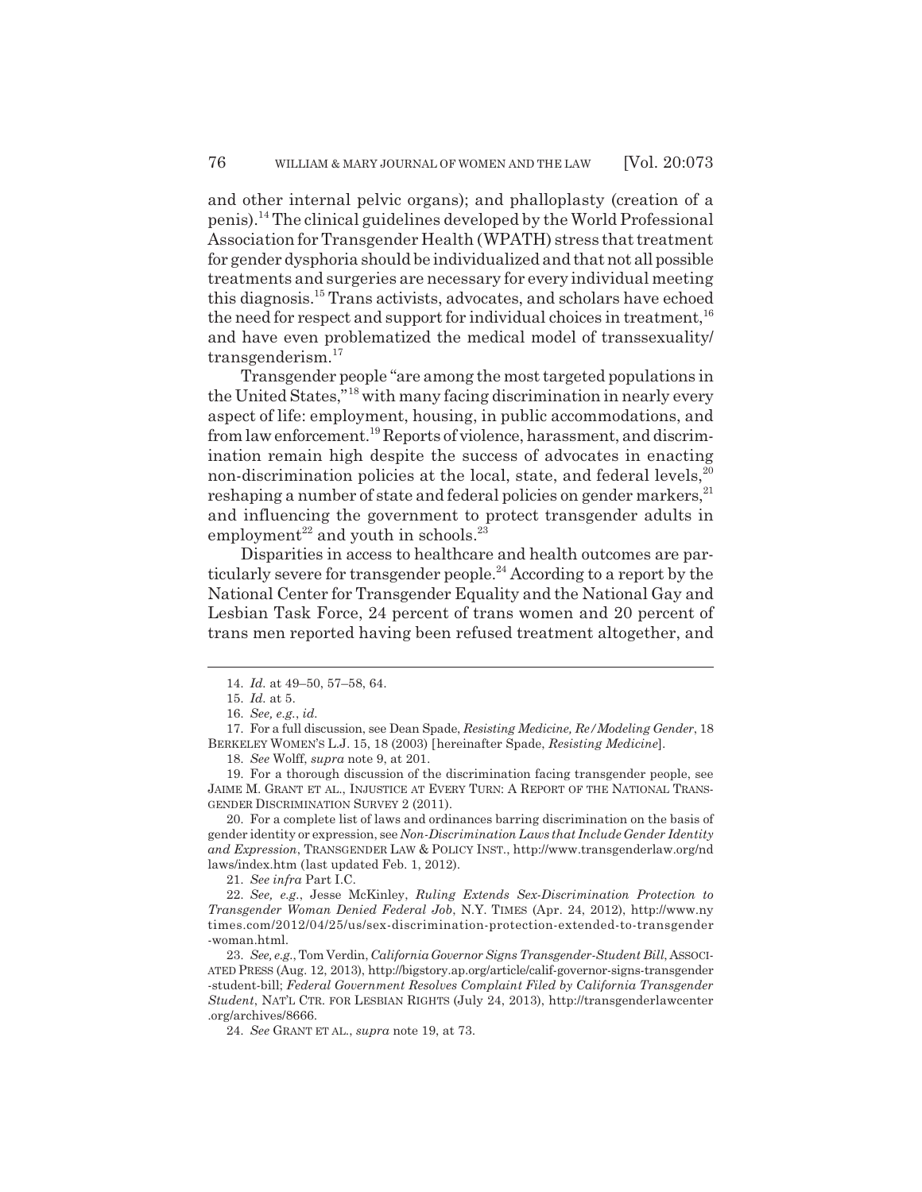and other internal pelvic organs); and phalloplasty (creation of a penis).[14] The clinical guidelines developed by the World Professional Association for Transgender Health (WPATH) stress that treatment for gender dysphoria should be individualized and that not all possible treatments and surgeries are necessary for every individual meeting this diagnosis.[15] Trans activists, advocates, and scholars have echoed the need for respect and support for individual choices in treatment,[16] and have even problematized the medical model of transsexuality/transgenderism.[17]

Transgender people "are among the most targeted populations in the United States,"[18] with many facing discrimination in nearly every aspect of life: employment, housing, in public accommodations, and from law enforcement.[19] Reports of violence, harassment, and discrimination remain high despite the success of advocates in enacting non-discrimination policies at the local, state, and federal levels,[20] reshaping a number of state and federal policies on gender markers,[21] and influencing the government to protect transgender adults in employment[22] and youth in schools.[23]

Disparities in access to healthcare and health outcomes are particularly severe for transgender people.[24] According to a report by the National Center for Transgender Equality and the National Gay and Lesbian Task Force, 24 percent of trans women and 20 percent of trans men reported having been refused treatment altogether, and

---

14. *Id.* at 49–50, 57–58, 64.

15. *Id.* at 5.

16. *See, e.g.*, *id.*

17. For a full discussion, see Dean Spade, *Resisting Medicine, Re/Modeling Gender*, 18 BERKELEY WOMEN'S L.J. 15, 18 (2003) [hereinafter Spade, *Resisting Medicine*].

18. *See* Wolff, *supra* note 9, at 201.

19. For a thorough discussion of the discrimination facing transgender people, see JAIME M. GRANT ET AL., INJUSTICE AT EVERY TURN: A REPORT OF THE NATIONAL TRANSGENDER DISCRIMINATION SURVEY 2 (2011).

20. For a complete list of laws and ordinances barring discrimination on the basis of gender identity or expression, see *Non-Discrimination Laws that Include Gender Identity and Expression*, TRANSGENDER LAW & POLICY INST., http://www.transgenderlaw.org/ndlaws/index.htm (last updated Feb. 1, 2012).

21. *See infra* Part I.C.

22. *See, e.g.*, Jesse McKinley, *Ruling Extends Sex-Discrimination Protection to Transgender Woman Denied Federal Job*, N.Y. TIMES (Apr. 24, 2012), http://www.nytimes.com/2012/04/25/us/sex-discrimination-protection-extended-to-transgender-woman.html.

23. *See, e.g.*, Tom Verdin, *California Governor Signs Transgender-Student Bill*, ASSOCIATED PRESS (Aug. 12, 2013), http://bigstory.ap.org/article/calif-governor-signs-transgender-student-bill; *Federal Government Resolves Complaint Filed by California Transgender Student*, NAT'L CTR. FOR LESBIAN RIGHTS (July 24, 2013), http://transgenderlawcenter.org/archives/8666.

24. *See* GRANT ET AL., *supra* note 19, at 73.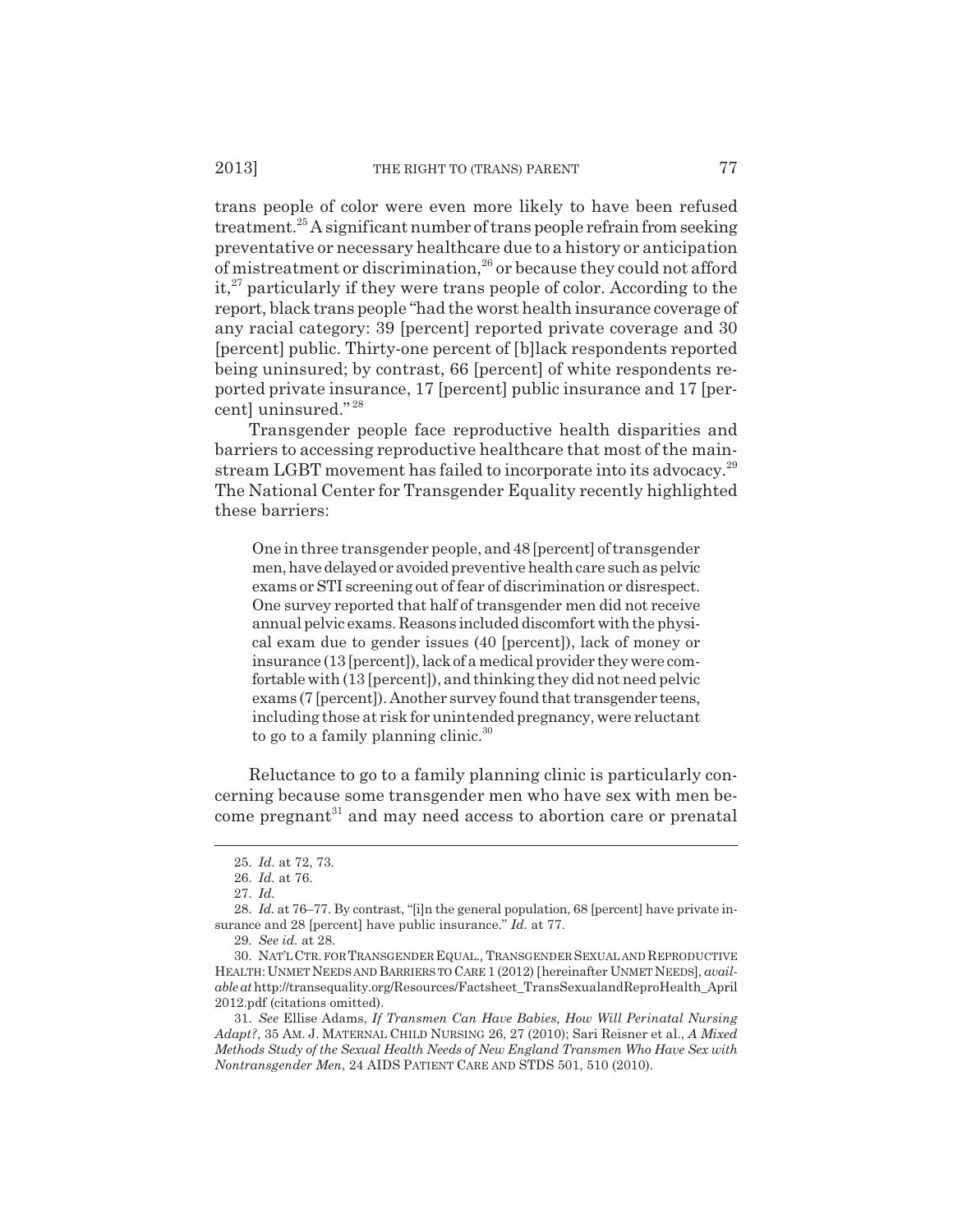trans people of color were even more likely to have been refused treatment.[25] A significant number of trans people refrain from seeking preventative or necessary healthcare due to a history or anticipation of mistreatment or discrimination,[26] or because they could not afford it,[27] particularly if they were trans people of color. According to the report, black trans people "had the worst health insurance coverage of any racial category: 39 [percent] reported private coverage and 30 [percent] public. Thirty-one percent of [b]lack respondents reported being uninsured; by contrast, 66 [percent] of white respondents reported private insurance, 17 [percent] public insurance and 17 [percent] uninsured."[28]

Transgender people face reproductive health disparities and barriers to accessing reproductive healthcare that most of the mainstream LGBT movement has failed to incorporate into its advocacy.[29] The National Center for Transgender Equality recently highlighted these barriers:

> One in three transgender people, and 48 [percent] of transgender men, have delayed or avoided preventive health care such as pelvic exams or STI screening out of fear of discrimination or disrespect. One survey reported that half of transgender men did not receive annual pelvic exams. Reasons included discomfort with the physical exam due to gender issues (40 [percent]), lack of money or insurance (13 [percent]), lack of a medical provider they were comfortable with (13 [percent]), and thinking they did not need pelvic exams (7 [percent]). Another survey found that transgender teens, including those at risk for unintended pregnancy, were reluctant to go to a family planning clinic.[30]

Reluctance to go to a family planning clinic is particularly concerning because some transgender men who have sex with men become pregnant[31] and may need access to abortion care or prenatal

---

25. *Id.* at 72, 73.

26. *Id.* at 76.

27. *Id.*

28. *Id.* at 76–77. By contrast, "[i]n the general population, 68 [percent] have private insurance and 28 [percent] have public insurance." *Id.* at 77.

29. *See id.* at 28.

30. NAT'L CTR. FOR TRANSGENDER EQUAL., TRANSGENDER SEXUAL AND REPRODUCTIVE HEALTH: UNMET NEEDS AND BARRIERS TO CARE 1 (2012) [hereinafter UNMET NEEDS], *available at* http://transequality.org/Resources/Factsheet_TransSexualandReproHealth_April2012.pdf (citations omitted).

31. *See* Ellise Adams, *If Transmen Can Have Babies, How Will Perinatal Nursing Adapt?*, 35 AM. J. MATERNAL CHILD NURSING 26, 27 (2010); Sari Reisner et al., *A Mixed Methods Study of the Sexual Health Needs of New England Transmen Who Have Sex with Nontransgender Men*, 24 AIDS PATIENT CARE AND STDS 501, 510 (2010).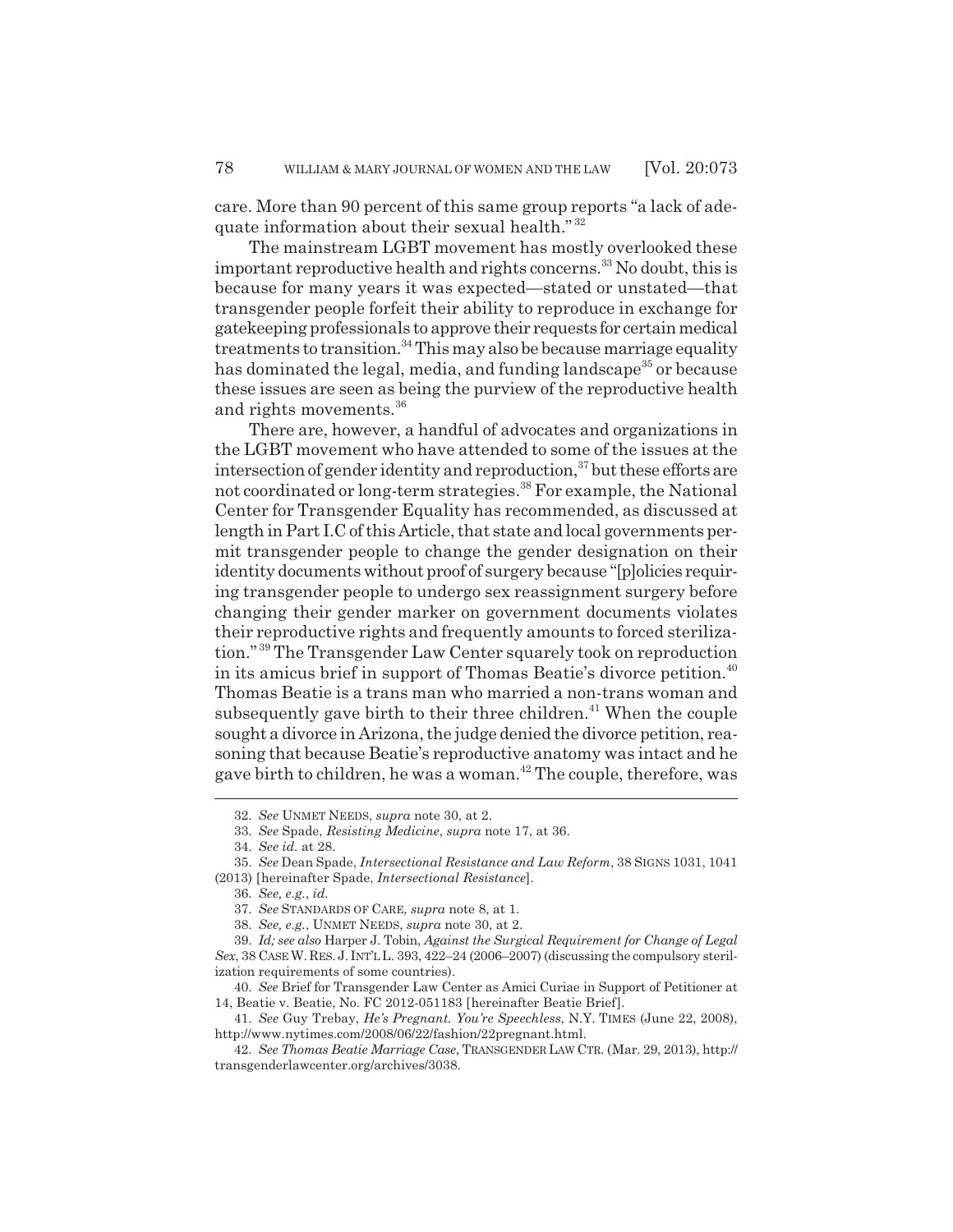care. More than 90 percent of this same group reports "a lack of adequate information about their sexual health."[32]

The mainstream LGBT movement has mostly overlooked these important reproductive health and rights concerns.[33] No doubt, this is because for many years it was expected—stated or unstated—that transgender people forfeit their ability to reproduce in exchange for gatekeeping professionals to approve their requests for certain medical treatments to transition.[34] This may also be because marriage equality has dominated the legal, media, and funding landscape[35] or because these issues are seen as being the purview of the reproductive health and rights movements.[36]

There are, however, a handful of advocates and organizations in the LGBT movement who have attended to some of the issues at the intersection of gender identity and reproduction,[37] but these efforts are not coordinated or long-term strategies.[38] For example, the National Center for Transgender Equality has recommended, as discussed at length in Part I.C of this Article, that state and local governments permit transgender people to change the gender designation on their identity documents without proof of surgery because "[p]olicies requiring transgender people to undergo sex reassignment surgery before changing their gender marker on government documents violates their reproductive rights and frequently amounts to forced sterilization."[39] The Transgender Law Center squarely took on reproduction in its amicus brief in support of Thomas Beatie's divorce petition.[40] Thomas Beatie is a trans man who married a non-trans woman and subsequently gave birth to their three children.[41] When the couple sought a divorce in Arizona, the judge denied the divorce petition, reasoning that because Beatie's reproductive anatomy was intact and he gave birth to children, he was a woman.[42] The couple, therefore, was

---

32. *See* UNMET NEEDS, *supra* note 30, at 2.

33. *See* Spade, *Resisting Medicine*, *supra* note 17, at 36.

34. *See id.* at 28.

35. *See* Dean Spade, *Intersectional Resistance and Law Reform*, 38 SIGNS 1031, 1041 (2013) [hereinafter Spade, *Intersectional Resistance*].

36. *See, e.g.*, *id.*

37. *See* STANDARDS OF CARE, *supra* note 8, at 1.

38. *See, e.g.*, UNMET NEEDS, *supra* note 30, at 2.

39. *Id; see also* Harper J. Tobin, *Against the Surgical Requirement for Change of Legal Sex*, 38 CASE W. RES. J. INT'L L. 393, 422–24 (2006–2007) (discussing the compulsory sterilization requirements of some countries).

40. *See* Brief for Transgender Law Center as Amici Curiae in Support of Petitioner at 14, Beatie v. Beatie, No. FC 2012-051183 [hereinafter Beatie Brief].

41. *See* Guy Trebay, *He's Pregnant. You're Speechless*, N.Y. TIMES (June 22, 2008), http://www.nytimes.com/2008/06/22/fashion/22pregnant.html.

42. *See Thomas Beatie Marriage Case*, TRANSGENDER LAW CTR. (Mar. 29, 2013), http://transgenderlawcenter.org/archives/3038.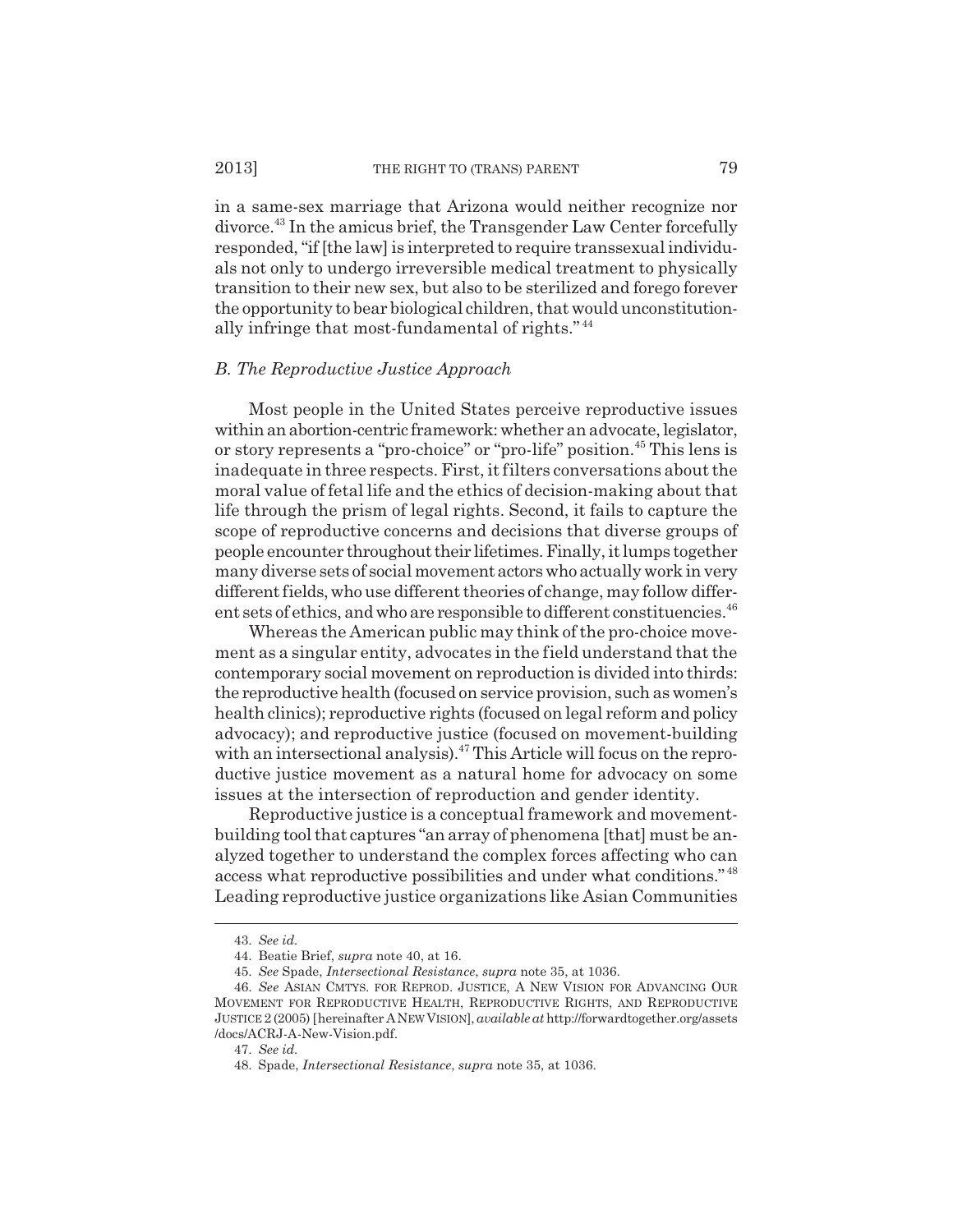in a same-sex marriage that Arizona would neither recognize nor divorce.[43] In the amicus brief, the Transgender Law Center forcefully responded, "if [the law] is interpreted to require transsexual individuals not only to undergo irreversible medical treatment to physically transition to their new sex, but also to be sterilized and forego forever the opportunity to bear biological children, that would unconstitutionally infringe that most-fundamental of rights."[44]

### *B. The Reproductive Justice Approach*

Most people in the United States perceive reproductive issues within an abortion-centric framework: whether an advocate, legislator, or story represents a "pro-choice" or "pro-life" position.[45] This lens is inadequate in three respects. First, it filters conversations about the moral value of fetal life and the ethics of decision-making about that life through the prism of legal rights. Second, it fails to capture the scope of reproductive concerns and decisions that diverse groups of people encounter throughout their lifetimes. Finally, it lumps together many diverse sets of social movement actors who actually work in very different fields, who use different theories of change, may follow different sets of ethics, and who are responsible to different constituencies.[46]

Whereas the American public may think of the pro-choice movement as a singular entity, advocates in the field understand that the contemporary social movement on reproduction is divided into thirds: the reproductive health (focused on service provision, such as women's health clinics); reproductive rights (focused on legal reform and policy advocacy); and reproductive justice (focused on movement-building with an intersectional analysis).[47] This Article will focus on the reproductive justice movement as a natural home for advocacy on some issues at the intersection of reproduction and gender identity.

Reproductive justice is a conceptual framework and movement-building tool that captures "an array of phenomena [that] must be analyzed together to understand the complex forces affecting who can access what reproductive possibilities and under what conditions."[48] Leading reproductive justice organizations like Asian Communities

---

43. *See id.*

44. Beatie Brief, *supra* note 40, at 16.

45. *See* Spade, *Intersectional Resistance*, *supra* note 35, at 1036.

46. *See* ASIAN CMTYS. FOR REPROD. JUSTICE, A NEW VISION FOR ADVANCING OUR MOVEMENT FOR REPRODUCTIVE HEALTH, REPRODUCTIVE RIGHTS, AND REPRODUCTIVE JUSTICE 2 (2005) [hereinafter A NEW VISION], *available at* http://forwardtogether.org/assets/docs/ACRJ-A-New-Vision.pdf.

47. *See id.*

48. Spade, *Intersectional Resistance*, *supra* note 35, at 1036.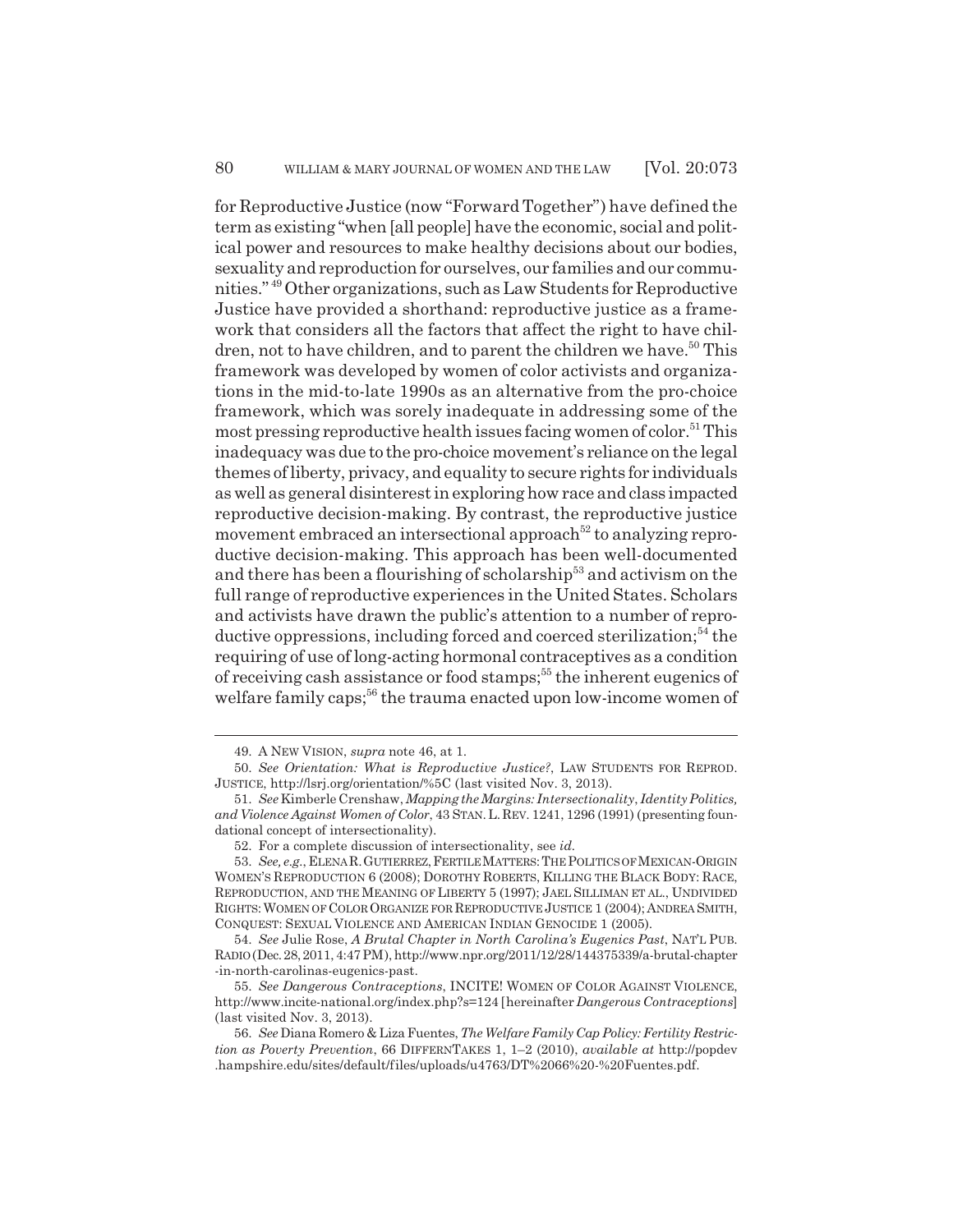for Reproductive Justice (now "Forward Together") have defined the term as existing "when [all people] have the economic, social and political power and resources to make healthy decisions about our bodies, sexuality and reproduction for ourselves, our families and our communities."[49] Other organizations, such as Law Students for Reproductive Justice have provided a shorthand: reproductive justice as a framework that considers all the factors that affect the right to have children, not to have children, and to parent the children we have.[50] This framework was developed by women of color activists and organizations in the mid-to-late 1990s as an alternative from the pro-choice framework, which was sorely inadequate in addressing some of the most pressing reproductive health issues facing women of color.[51] This inadequacy was due to the pro-choice movement's reliance on the legal themes of liberty, privacy, and equality to secure rights for individuals as well as general disinterest in exploring how race and class impacted reproductive decision-making. By contrast, the reproductive justice movement embraced an intersectional approach[52] to analyzing reproductive decision-making. This approach has been well-documented and there has been a flourishing of scholarship[53] and activism on the full range of reproductive experiences in the United States. Scholars and activists have drawn the public's attention to a number of reproductive oppressions, including forced and coerced sterilization;[54] the requiring of use of long-acting hormonal contraceptives as a condition of receiving cash assistance or food stamps;[55] the inherent eugenics of welfare family caps;[56] the trauma enacted upon low-income women of

---

49. A NEW VISION, *supra* note 46, at 1.

50. *See Orientation: What is Reproductive Justice?*, LAW STUDENTS FOR REPROD. JUSTICE, http://lsrj.org/orientation/%5C (last visited Nov. 3, 2013).

51. *See* Kimberle Crenshaw, *Mapping the Margins: Intersectionality, Identity Politics, and Violence Against Women of Color*, 43 STAN. L. REV. 1241, 1296 (1991) (presenting foundational concept of intersectionality).

52. For a complete discussion of intersectionality, see *id.*

53. *See, e.g.*, ELENA R. GUTIERREZ, FERTILE MATTERS: THE POLITICS OF MEXICAN-ORIGIN WOMEN'S REPRODUCTION 6 (2008); DOROTHY ROBERTS, KILLING THE BLACK BODY: RACE, REPRODUCTION, AND THE MEANING OF LIBERTY 5 (1997); JAEL SILLIMAN ET AL., UNDIVIDED RIGHTS: WOMEN OF COLOR ORGANIZE FOR REPRODUCTIVE JUSTICE 1 (2004); ANDREA SMITH, CONQUEST: SEXUAL VIOLENCE AND AMERICAN INDIAN GENOCIDE 1 (2005).

54. *See* Julie Rose, *A Brutal Chapter in North Carolina's Eugenics Past*, NAT'L PUB. RADIO (Dec. 28, 2011, 4:47 PM), http://www.npr.org/2011/12/28/144375339/a-brutal-chapter-in-north-carolinas-eugenics-past.

55. *See Dangerous Contraceptions*, INCITE! WOMEN OF COLOR AGAINST VIOLENCE, http://www.incite-national.org/index.php?s=124 [hereinafter *Dangerous Contraceptions*] (last visited Nov. 3, 2013).

56. *See* Diana Romero & Liza Fuentes, *The Welfare Family Cap Policy: Fertility Restriction as Poverty Prevention*, 66 DIFFERNTAKES 1, 1–2 (2010), *available at* http://popdev.hampshire.edu/sites/default/files/uploads/u4763/DT%2066%20-%20Fuentes.pdf.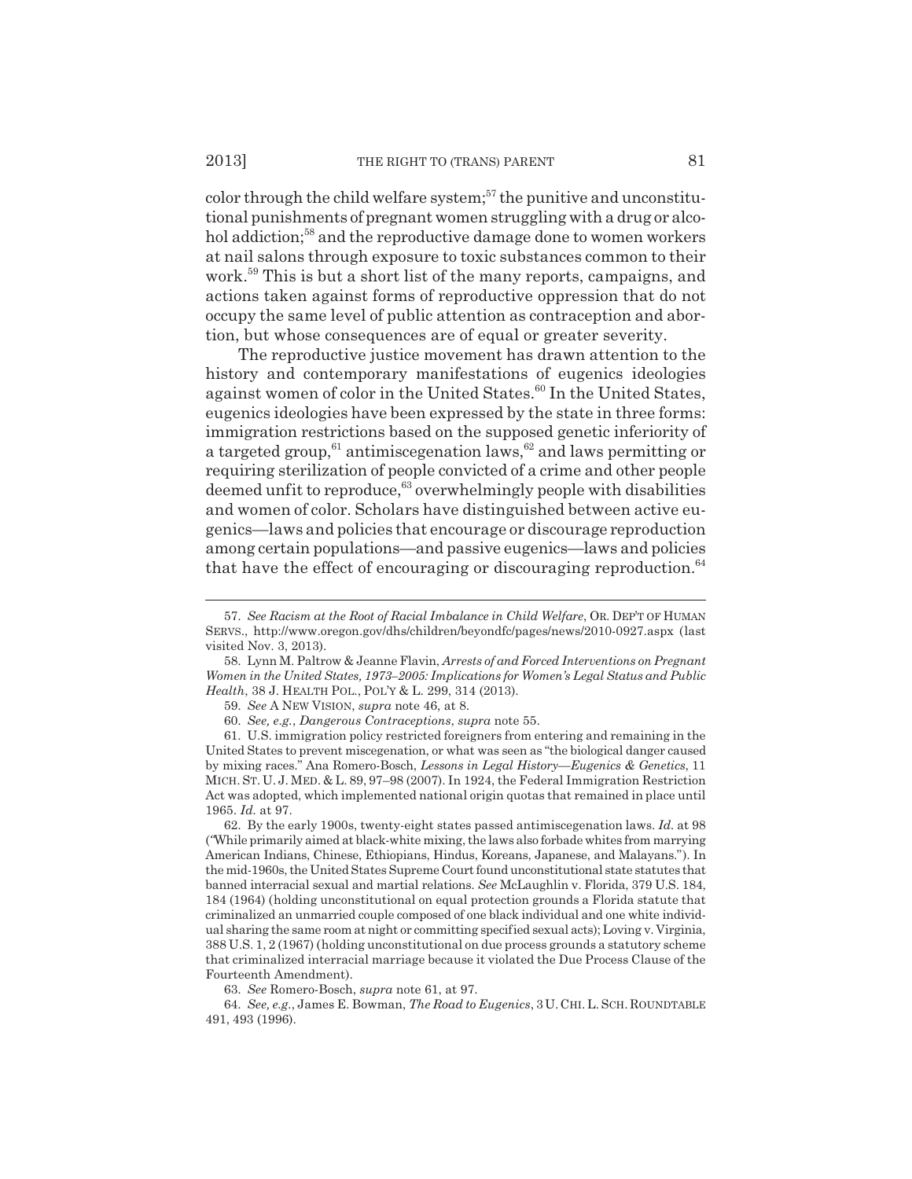color through the child welfare system;[57] the punitive and unconstitutional punishments of pregnant women struggling with a drug or alcohol addiction;[58] and the reproductive damage done to women workers at nail salons through exposure to toxic substances common to their work.[59] This is but a short list of the many reports, campaigns, and actions taken against forms of reproductive oppression that do not occupy the same level of public attention as contraception and abortion, but whose consequences are of equal or greater severity.

The reproductive justice movement has drawn attention to the history and contemporary manifestations of eugenics ideologies against women of color in the United States.[60] In the United States, eugenics ideologies have been expressed by the state in three forms: immigration restrictions based on the supposed genetic inferiority of a targeted group,[61] antimiscegenation laws,[62] and laws permitting or requiring sterilization of people convicted of a crime and other people deemed unfit to reproduce,[63] overwhelmingly people with disabilities and women of color. Scholars have distinguished between active eugenics—laws and policies that encourage or discourage reproduction among certain populations—and passive eugenics—laws and policies that have the effect of encouraging or discouraging reproduction.[64]

---

57. *See Racism at the Root of Racial Imbalance in Child Welfare*, OR. DEP'T OF HUMAN SERVS., http://www.oregon.gov/dhs/children/beyondfc/pages/news/2010-0927.aspx (last visited Nov. 3, 2013).

58. Lynn M. Paltrow & Jeanne Flavin, *Arrests of and Forced Interventions on Pregnant Women in the United States, 1973–2005: Implications for Women's Legal Status and Public Health*, 38 J. HEALTH POL., POL'Y & L. 299, 314 (2013).

59. *See* A NEW VISION, *supra* note 46, at 8.

60. *See, e.g.*, *Dangerous Contraceptions*, *supra* note 55.

61. U.S. immigration policy restricted foreigners from entering and remaining in the United States to prevent miscegenation, or what was seen as "the biological danger caused by mixing races." Ana Romero-Bosch, *Lessons in Legal History—Eugenics & Genetics*, 11 MICH. ST. U. J. MED. & L. 89, 97–98 (2007). In 1924, the Federal Immigration Restriction Act was adopted, which implemented national origin quotas that remained in place until 1965. *Id.* at 97.

62. By the early 1900s, twenty-eight states passed antimiscegenation laws. *Id.* at 98 ("While primarily aimed at black-white mixing, the laws also forbade whites from marrying American Indians, Chinese, Ethiopians, Hindus, Koreans, Japanese, and Malayans."). In the mid-1960s, the United States Supreme Court found unconstitutional state statutes that banned interracial sexual and martial relations. *See* McLaughlin v. Florida, 379 U.S. 184, 184 (1964) (holding unconstitutional on equal protection grounds a Florida statute that criminalized an unmarried couple composed of one black individual and one white individual sharing the same room at night or committing specified sexual acts); Loving v. Virginia, 388 U.S. 1, 2 (1967) (holding unconstitutional on due process grounds a statutory scheme that criminalized interracial marriage because it violated the Due Process Clause of the Fourteenth Amendment).

63. *See* Romero-Bosch, *supra* note 61, at 97.

64. *See, e.g.*, James E. Bowman, *The Road to Eugenics*, 3 U. CHI. L. SCH. ROUNDTABLE 491, 493 (1996).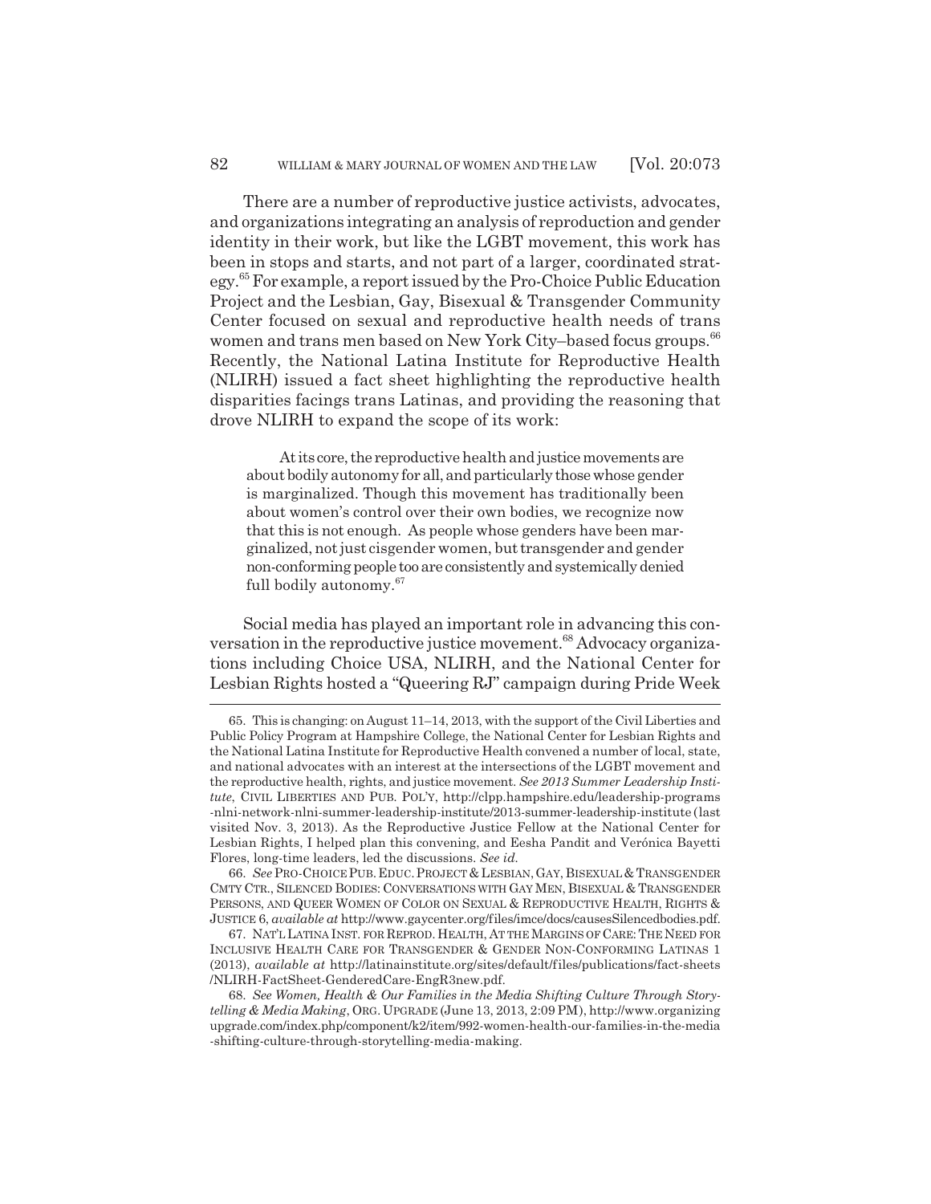There are a number of reproductive justice activists, advocates, and organizations integrating an analysis of reproduction and gender identity in their work, but like the LGBT movement, this work has been in stops and starts, and not part of a larger, coordinated strategy.[65] For example, a report issued by the Pro-Choice Public Education Project and the Lesbian, Gay, Bisexual & Transgender Community Center focused on sexual and reproductive health needs of trans women and trans men based on New York City–based focus groups.[66] Recently, the National Latina Institute for Reproductive Health (NLIRH) issued a fact sheet highlighting the reproductive health disparities facings trans Latinas, and providing the reasoning that drove NLIRH to expand the scope of its work:

> At its core, the reproductive health and justice movements are about bodily autonomy for all, and particularly those whose gender is marginalized. Though this movement has traditionally been about women's control over their own bodies, we recognize now that this is not enough. As people whose genders have been marginalized, not just cisgender women, but transgender and gender non-conforming people too are consistently and systemically denied full bodily autonomy.[67]

Social media has played an important role in advancing this conversation in the reproductive justice movement.[68] Advocacy organizations including Choice USA, NLIRH, and the National Center for Lesbian Rights hosted a "Queering RJ" campaign during Pride Week

---

65. This is changing: on August 11–14, 2013, with the support of the Civil Liberties and Public Policy Program at Hampshire College, the National Center for Lesbian Rights and the National Latina Institute for Reproductive Health convened a number of local, state, and national advocates with an interest at the intersections of the LGBT movement and the reproductive health, rights, and justice movement. *See 2013 Summer Leadership Institute*, CIVIL LIBERTIES AND PUB. POL'Y, http://clpp.hampshire.edu/leadership-programs-nlni-network-nlni-summer-leadership-institute/2013-summer-leadership-institute (last visited Nov. 3, 2013). As the Reproductive Justice Fellow at the National Center for Lesbian Rights, I helped plan this convening, and Eesha Pandit and Verónica Bayetti Flores, long-time leaders, led the discussions. *See id.*

66. *See* PRO-CHOICE PUB. EDUC. PROJECT & LESBIAN, GAY, BISEXUAL & TRANSGENDER CMTY CTR., SILENCED BODIES: CONVERSATIONS WITH GAY MEN, BISEXUAL & TRANSGENDER PERSONS, AND QUEER WOMEN OF COLOR ON SEXUAL & REPRODUCTIVE HEALTH, RIGHTS & JUSTICE 6, *available at* http://www.gaycenter.org/files/imce/docs/causesSilencedbodies.pdf.

67. NAT'L LATINA INST. FOR REPROD. HEALTH, AT THE MARGINS OF CARE: THE NEED FOR INCLUSIVE HEALTH CARE FOR TRANSGENDER & GENDER NON-CONFORMING LATINAS 1 (2013), *available at* http://latinainstitute.org/sites/default/files/publications/fact-sheets/NLIRH-FactSheet-GenderedCare-EngR3new.pdf.

68. *See Women, Health & Our Families in the Media Shifting Culture Through Storytelling & Media Making*, ORG. UPGRADE (June 13, 2013, 2:09 PM), http://www.organizingupgrade.com/index.php/component/k2/item/992-women-health-our-families-in-the-media-shifting-culture-through-storytelling-media-making.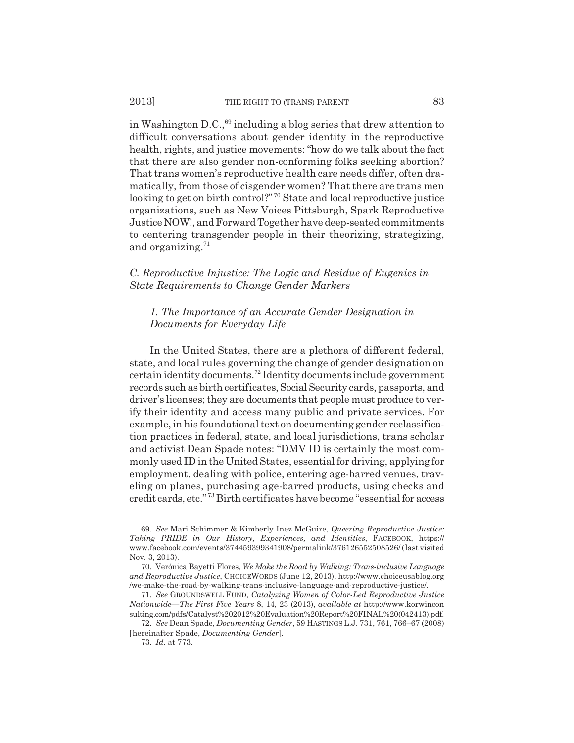in Washington D.C.,[69] including a blog series that drew attention to difficult conversations about gender identity in the reproductive health, rights, and justice movements: "how do we talk about the fact that there are also gender non-conforming folks seeking abortion? That trans women's reproductive health care needs differ, often dramatically, from those of cisgender women? That there are trans men looking to get on birth control?"[70] State and local reproductive justice organizations, such as New Voices Pittsburgh, Spark Reproductive Justice NOW!, and Forward Together have deep-seated commitments to centering transgender people in their theorizing, strategizing, and organizing.[71]

### *C. Reproductive Injustice: The Logic and Residue of Eugenics in State Requirements to Change Gender Markers*

#### *1. The Importance of an Accurate Gender Designation in Documents for Everyday Life*

In the United States, there are a plethora of different federal, state, and local rules governing the change of gender designation on certain identity documents.[72] Identity documents include government records such as birth certificates, Social Security cards, passports, and driver's licenses; they are documents that people must produce to verify their identity and access many public and private services. For example, in his foundational text on documenting gender reclassification practices in federal, state, and local jurisdictions, trans scholar and activist Dean Spade notes: "DMV ID is certainly the most commonly used ID in the United States, essential for driving, applying for employment, dealing with police, entering age-barred venues, traveling on planes, purchasing age-barred products, using checks and credit cards, etc."[73] Birth certificates have become "essential for access

---

69. *See* Mari Schimmer & Kimberly Inez McGuire, *Queering Reproductive Justice: Taking PRIDE in Our History, Experiences, and Identities*, FACEBOOK, https://www.facebook.com/events/374459399341908/permalink/376126552508526/ (last visited Nov. 3, 2013).

70. Verónica Bayetti Flores, *We Make the Road by Walking: Trans-inclusive Language and Reproductive Justice*, CHOICEWORDS (June 12, 2013), http://www.choiceusablog.org/we-make-the-road-by-walking-trans-inclusive-language-and-reproductive-justice/.

71. *See* GROUNDSWELL FUND, *Catalyzing Women of Color-Led Reproductive Justice Nationwide—The First Five Years* 8, 14, 23 (2013), *available at* http://www.korwinconsulting.com/pdfs/Catalyst%202012%20Evaluation%20Report%20FINAL%20(042413).pdf.

72. *See* Dean Spade, *Documenting Gender*, 59 HASTINGS L.J. 731, 761, 766–67 (2008) [hereinafter Spade, *Documenting Gender*].

73. *Id.* at 773.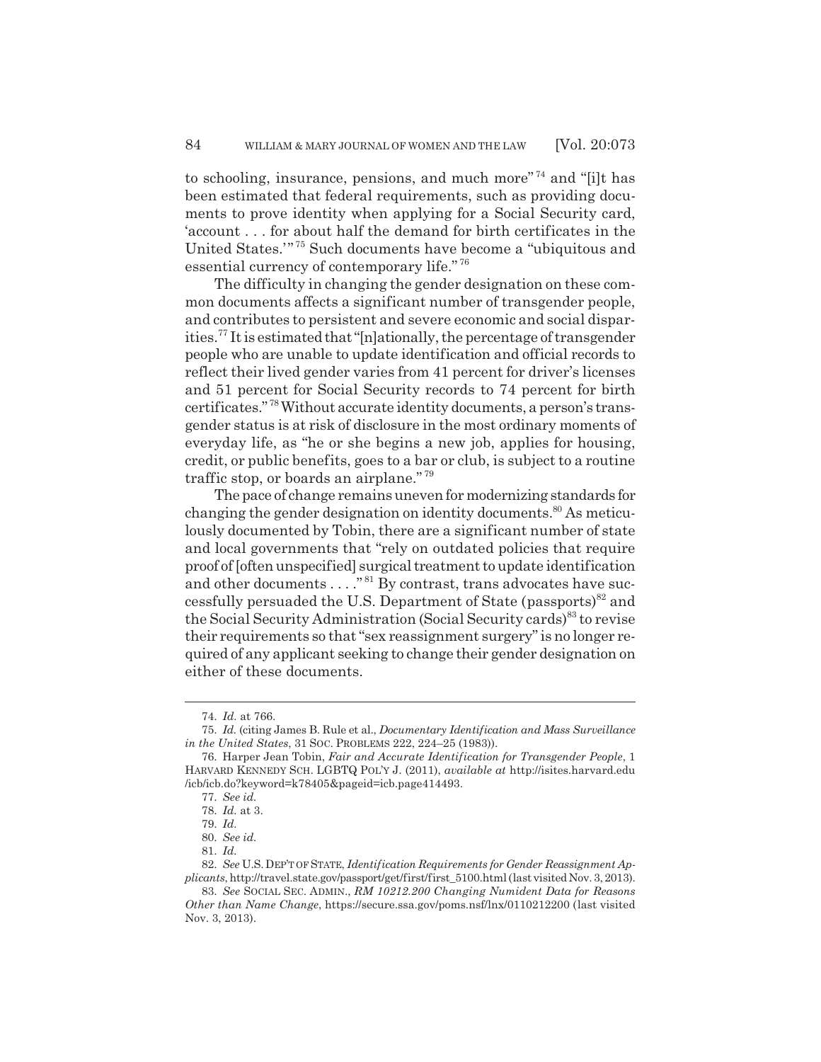to schooling, insurance, pensions, and much more"[74] and "[i]t has been estimated that federal requirements, such as providing documents to prove identity when applying for a Social Security card, 'account . . . for about half the demand for birth certificates in the United States.'"[75] Such documents have become a "ubiquitous and essential currency of contemporary life."[76]

The difficulty in changing the gender designation on these common documents affects a significant number of transgender people, and contributes to persistent and severe economic and social disparities.[77] It is estimated that "[n]ationally, the percentage of transgender people who are unable to update identification and official records to reflect their lived gender varies from 41 percent for driver's licenses and 51 percent for Social Security records to 74 percent for birth certificates."[78] Without accurate identity documents, a person's transgender status is at risk of disclosure in the most ordinary moments of everyday life, as "he or she begins a new job, applies for housing, credit, or public benefits, goes to a bar or club, is subject to a routine traffic stop, or boards an airplane."[79]

The pace of change remains uneven for modernizing standards for changing the gender designation on identity documents.[80] As meticulously documented by Tobin, there are a significant number of state and local governments that "rely on outdated policies that require proof of [often unspecified] surgical treatment to update identification and other documents . . . ."[81] By contrast, trans advocates have successfully persuaded the U.S. Department of State (passports)[82] and the Social Security Administration (Social Security cards)[83] to revise their requirements so that "sex reassignment surgery" is no longer required of any applicant seeking to change their gender designation on either of these documents.

---

74. *Id.* at 766.

75. *Id.* (citing James B. Rule et al., *Documentary Identification and Mass Surveillance in the United States*, 31 SOC. PROBLEMS 222, 224–25 (1983)).

76. Harper Jean Tobin, *Fair and Accurate Identification for Transgender People*, 1 HARVARD KENNEDY SCH. LGBTQ POL'Y J. (2011), *available at* http://isites.harvard.edu/icb/icb.do?keyword=k78405&pageid=icb.page414493.

77. *See id.*

78. *Id.* at 3.

79. *Id.*

80. *See id.*

81. *Id.*

82. *See* U.S. DEP'T OF STATE, *Identification Requirements for Gender Reassignment Applicants*, http://travel.state.gov/passport/get/first/first_5100.html (last visited Nov. 3, 2013).

83. *See* SOCIAL SEC. ADMIN., *RM 10212.200 Changing Numident Data for Reasons Other than Name Change*, https://secure.ssa.gov/poms.nsf/lnx/0110212200 (last visited Nov. 3, 2013).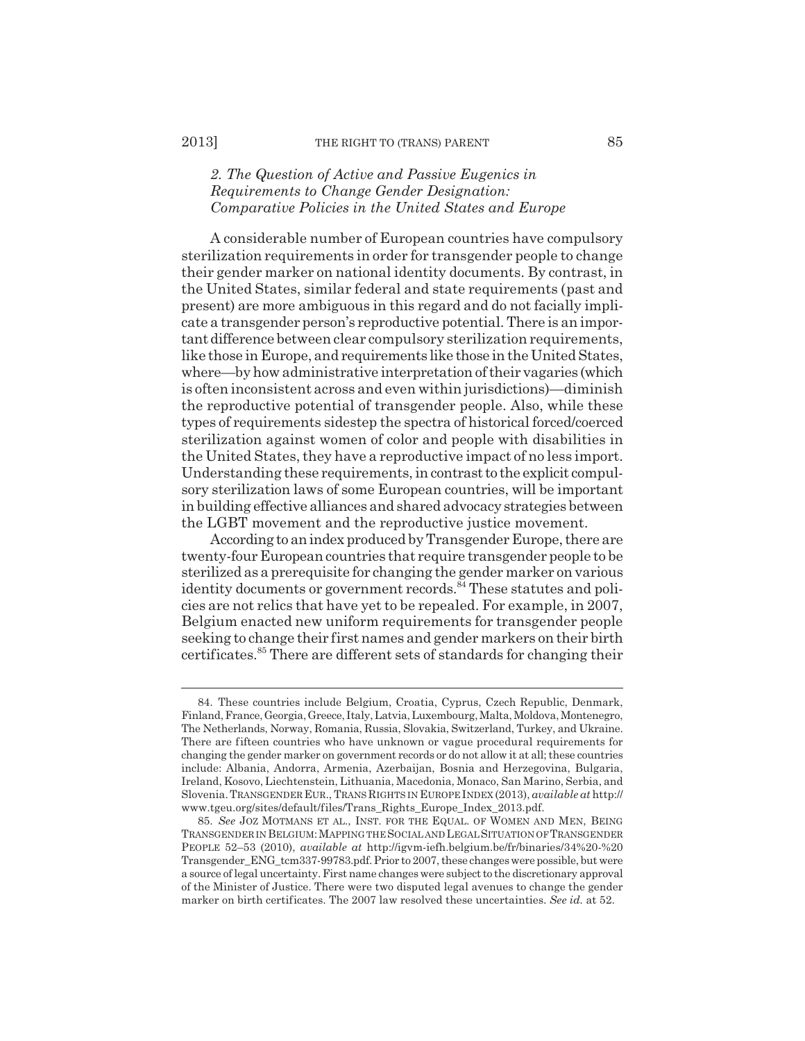### *2. The Question of Active and Passive Eugenics in Requirements to Change Gender Designation: Comparative Policies in the United States and Europe*

A considerable number of European countries have compulsory sterilization requirements in order for transgender people to change their gender marker on national identity documents. By contrast, in the United States, similar federal and state requirements (past and present) are more ambiguous in this regard and do not facially implicate a transgender person's reproductive potential. There is an important difference between clear compulsory sterilization requirements, like those in Europe, and requirements like those in the United States, where—by how administrative interpretation of their vagaries (which is often inconsistent across and even within jurisdictions)—diminish the reproductive potential of transgender people. Also, while these types of requirements sidestep the spectra of historical forced/coerced sterilization against women of color and people with disabilities in the United States, they have a reproductive impact of no less import. Understanding these requirements, in contrast to the explicit compulsory sterilization laws of some European countries, will be important in building effective alliances and shared advocacy strategies between the LGBT movement and the reproductive justice movement.

According to an index produced by Transgender Europe, there are twenty-four European countries that require transgender people to be sterilized as a prerequisite for changing the gender marker on various identity documents or government records.[84] These statutes and policies are not relics that have yet to be repealed. For example, in 2007, Belgium enacted new uniform requirements for transgender people seeking to change their first names and gender markers on their birth certificates.[85] There are different sets of standards for changing their

---

84. These countries include Belgium, Croatia, Cyprus, Czech Republic, Denmark, Finland, France, Georgia, Greece, Italy, Latvia, Luxembourg, Malta, Moldova, Montenegro, The Netherlands, Norway, Romania, Russia, Slovakia, Switzerland, Turkey, and Ukraine. There are fifteen countries who have unknown or vague procedural requirements for changing the gender marker on government records or do not allow it at all; these countries include: Albania, Andorra, Armenia, Azerbaijan, Bosnia and Herzegovina, Bulgaria, Ireland, Kosovo, Liechtenstein, Lithuania, Macedonia, Monaco, San Marino, Serbia, and Slovenia. TRANSGENDER EUR., TRANS RIGHTS IN EUROPE INDEX (2013), *available at* http://www.tgeu.org/sites/default/files/Trans_Rights_Europe_Index_2013.pdf.

85. *See* JOZ MOTMANS ET AL., INST. FOR THE EQUAL. OF WOMEN AND MEN, BEING TRANSGENDER IN BELGIUM: MAPPING THE SOCIAL AND LEGAL SITUATION OF TRANSGENDER PEOPLE 52–53 (2010), *available at* http://igvm-iefh.belgium.be/fr/binaries/34%20-%20Transgender_ENG_tcm337-99783.pdf. Prior to 2007, these changes were possible, but were a source of legal uncertainty. First name changes were subject to the discretionary approval of the Minister of Justice. There were two disputed legal avenues to change the gender marker on birth certificates. The 2007 law resolved these uncertainties. *See id.* at 52.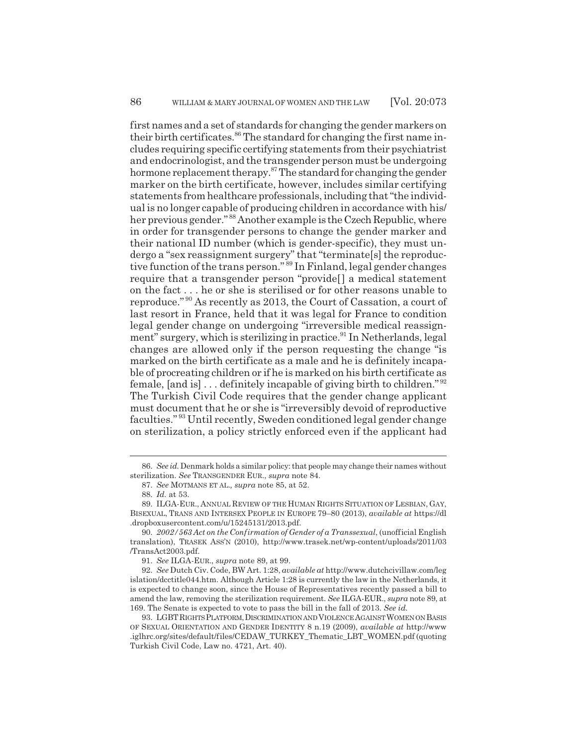first names and a set of standards for changing the gender markers on their birth certificates.[86] The standard for changing the first name includes requiring specific certifying statements from their psychiatrist and endocrinologist, and the transgender person must be undergoing hormone replacement therapy.[87] The standard for changing the gender marker on the birth certificate, however, includes similar certifying statements from healthcare professionals, including that "the individual is no longer capable of producing children in accordance with his/her previous gender."[88] Another example is the Czech Republic, where in order for transgender persons to change the gender marker and their national ID number (which is gender-specific), they must undergo a "sex reassignment surgery" that "terminate[s] the reproductive function of the trans person."[89] In Finland, legal gender changes require that a transgender person "provide[] a medical statement on the fact . . . he or she is sterilised or for other reasons unable to reproduce."[90] As recently as 2013, the Court of Cassation, a court of last resort in France, held that it was legal for France to condition legal gender change on undergoing "irreversible medical reassignment" surgery, which is sterilizing in practice.[91] In Netherlands, legal changes are allowed only if the person requesting the change "is marked on the birth certificate as a male and he is definitely incapable of procreating children or if he is marked on his birth certificate as female, [and is] . . . definitely incapable of giving birth to children."[92] The Turkish Civil Code requires that the gender change applicant must document that he or she is "irreversibly devoid of reproductive faculties."[93] Until recently, Sweden conditioned legal gender change on sterilization, a policy strictly enforced even if the applicant had

---

86. *See id.* Denmark holds a similar policy: that people may change their names without sterilization. *See* TRANSGENDER EUR., *supra* note 84.

87. *See* MOTMANS ET AL., *supra* note 85, at 52.

88. *Id.* at 53.

89. ILGA-EUR., ANNUAL REVIEW OF THE HUMAN RIGHTS SITUATION OF LESBIAN, GAY, BISEXUAL, TRANS AND INTERSEX PEOPLE IN EUROPE 79–80 (2013), *available at* https://dl.dropboxusercontent.com/u/15245131/2013.pdf.

90. *2002/563 Act on the Confirmation of Gender of a Transsexual*, (unofficial English translation), TRASEK ASS'N (2010), http://www.trasek.net/wp-content/uploads/2011/03/TransAct2003.pdf.

91. *See* ILGA-EUR., *supra* note 89, at 99.

92. *See* Dutch Civ. Code, BW Art. 1:28, *available at* http://www.dutchcivillaw.com/legislation/dcctitle044.htm. Although Article 1:28 is currently the law in the Netherlands, it is expected to change soon, since the House of Representatives recently passed a bill to amend the law, removing the sterilization requirement. *See* ILGA-EUR., *supra* note 89, at 169. The Senate is expected to vote to pass the bill in the fall of 2013. *See id.*

93. LGBT RIGHTS PLATFORM, DISCRIMINATION AND VIOLENCE AGAINST WOMEN ON BASIS OF SEXUAL ORIENTATION AND GENDER IDENTITY 8 n.19 (2009), *available at* http://www.iglhrc.org/sites/default/files/CEDAW_TURKEY_Thematic_LBT_WOMEN.pdf (quoting Turkish Civil Code, Law no. 4721, Art. 40).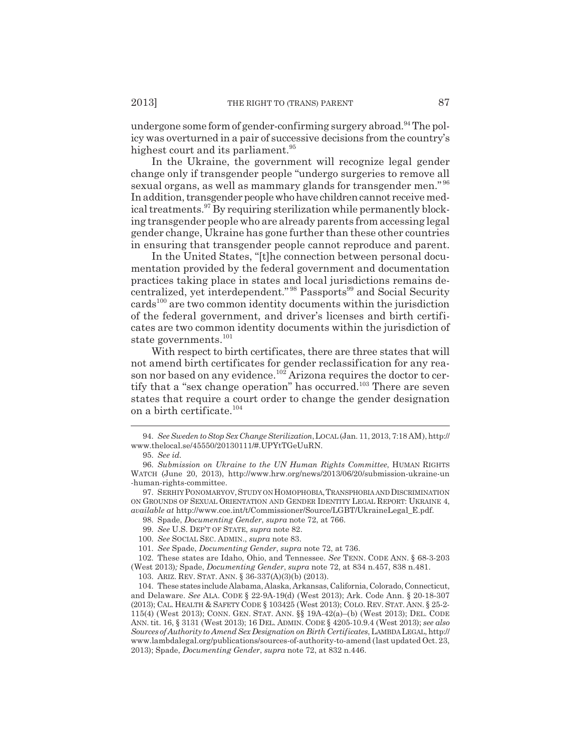undergone some form of gender-confirming surgery abroad.[94] The policy was overturned in a pair of successive decisions from the country's highest court and its parliament.[95]

In the Ukraine, the government will recognize legal gender change only if transgender people "undergo surgeries to remove all sexual organs, as well as mammary glands for transgender men."[96] In addition, transgender people who have children cannot receive medical treatments.[97] By requiring sterilization while permanently blocking transgender people who are already parents from accessing legal gender change, Ukraine has gone further than these other countries in ensuring that transgender people cannot reproduce and parent.

In the United States, "[t]he connection between personal documentation provided by the federal government and documentation practices taking place in states and local jurisdictions remains decentralized, yet interdependent."[98] Passports[99] and Social Security cards[100] are two common identity documents within the jurisdiction of the federal government, and driver's licenses and birth certificates are two common identity documents within the jurisdiction of state governments.[101]

With respect to birth certificates, there are three states that will not amend birth certificates for gender reclassification for any reason nor based on any evidence.[102] Arizona requires the doctor to certify that a "sex change operation" has occurred.[103] There are seven states that require a court order to change the gender designation on a birth certificate.[104]

---

94. *See Sweden to Stop Sex Change Sterilization*, LOCAL (Jan. 11, 2013, 7:18 AM), http://www.thelocal.se/45550/20130111/#.UPYtTGeUuRN.

95. *See id.*

96. *Submission on Ukraine to the UN Human Rights Committee*, HUMAN RIGHTS WATCH (June 20, 2013), http://www.hrw.org/news/2013/06/20/submission-ukraine-un-human-rights-committee.

97. SERHIY PONOMARYOV, STUDY ON HOMOPHOBIA, TRANSPHOBIA AND DISCRIMINATION ON GROUNDS OF SEXUAL ORIENTATION AND GENDER IDENTITY LEGAL REPORT: UKRAINE 4, *available at* http://www.coe.int/t/Commissioner/Source/LGBT/UkraineLegal_E.pdf.

98. Spade, *Documenting Gender*, *supra* note 72, at 766.

99. *See* U.S. DEP'T OF STATE, *supra* note 82.

100. *See* SOCIAL SEC. ADMIN., *supra* note 83.

101. *See* Spade, *Documenting Gender*, *supra* note 72, at 736.

102. These states are Idaho, Ohio, and Tennessee. *See* TENN. CODE ANN. § 68-3-203 (West 2013)*;* Spade, *Documenting Gender*, *supra* note 72, at 834 n.457, 838 n.481.

103. ARIZ. REV. STAT. ANN. § 36-337(A)(3)(b) (2013).

104. These states include Alabama, Alaska, Arkansas, California, Colorado, Connecticut, and Delaware. *See* ALA. CODE § 22-9A-19(d) (West 2013); Ark. Code Ann. § 20-18-307 (2013); CAL. HEALTH & SAFETY CODE § 103425 (West 2013); COLO. REV. STAT. ANN. § 25-2-115(4) (West 2013); CONN. GEN. STAT. ANN. §§ 19A-42(a)–(b) (West 2013); DEL. CODE ANN. tit. 16, § 3131 (West 2013); 16 DEL. ADMIN. CODE § 4205-10.9.4 (West 2013); *see also Sources of Authority to Amend Sex Designation on Birth Certificates*, LAMBDA LEGAL, http://www.lambdalegal.org/publications/sources-of-authority-to-amend (last updated Oct. 23, 2013); Spade, *Documenting Gender*, *supra* note 72, at 832 n.446.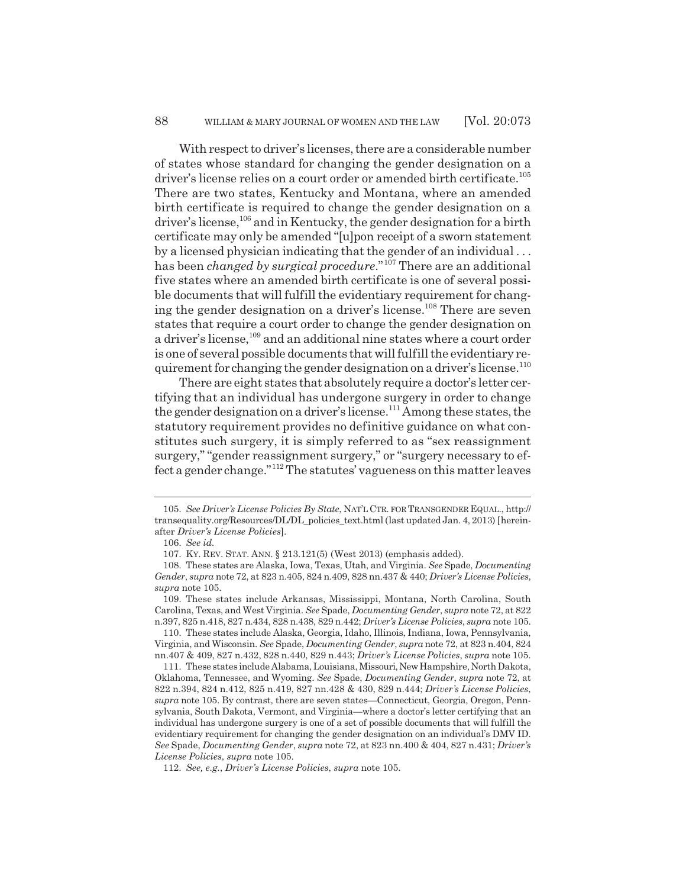With respect to driver's licenses, there are a considerable number of states whose standard for changing the gender designation on a driver's license relies on a court order or amended birth certificate.[105] There are two states, Kentucky and Montana, where an amended birth certificate is required to change the gender designation on a driver's license,[106] and in Kentucky, the gender designation for a birth certificate may only be amended "[u]pon receipt of a sworn statement by a licensed physician indicating that the gender of an individual . . . has been *changed by surgical procedure*."[107] There are an additional five states where an amended birth certificate is one of several possible documents that will fulfill the evidentiary requirement for changing the gender designation on a driver's license.[108] There are seven states that require a court order to change the gender designation on a driver's license,[109] and an additional nine states where a court order is one of several possible documents that will fulfill the evidentiary requirement for changing the gender designation on a driver's license.[110]

There are eight states that absolutely require a doctor's letter certifying that an individual has undergone surgery in order to change the gender designation on a driver's license.[111] Among these states, the statutory requirement provides no definitive guidance on what constitutes such surgery, it is simply referred to as "sex reassignment surgery," "gender reassignment surgery," or "surgery necessary to effect a gender change."[112] The statutes' vagueness on this matter leaves

---

105. *See Driver's License Policies By State*, NAT'L CTR. FOR TRANSGENDER EQUAL., http://transequality.org/Resources/DL/DL_policies_text.html (last updated Jan. 4, 2013) [hereinafter *Driver's License Policies*].

106. *See id.*

107. KY. REV. STAT. ANN. § 213.121(5) (West 2013) (emphasis added).

108. These states are Alaska, Iowa, Texas, Utah, and Virginia. *See* Spade, *Documenting Gender*, *supra* note 72, at 823 n.405, 824 n.409, 828 nn.437 & 440; *Driver's License Policies*, *supra* note 105.

109. These states include Arkansas, Mississippi, Montana, North Carolina, South Carolina, Texas, and West Virginia. *See* Spade, *Documenting Gender*, *supra* note 72, at 822 n.397, 825 n.418, 827 n.434, 828 n.438, 829 n.442; *Driver's License Policies*, *supra* note 105.

110. These states include Alaska, Georgia, Idaho, Illinois, Indiana, Iowa, Pennsylvania, Virginia, and Wisconsin. *See* Spade, *Documenting Gender*, *supra* note 72, at 823 n.404, 824 nn.407 & 409, 827 n.432, 828 n.440, 829 n.443; *Driver's License Policies*, *supra* note 105.

111. These states include Alabama, Louisiana, Missouri, New Hampshire, North Dakota, Oklahoma, Tennessee, and Wyoming. *See* Spade, *Documenting Gender*, *supra* note 72, at 822 n.394, 824 n.412, 825 n.419, 827 nn.428 & 430, 829 n.444; *Driver's License Policies*, *supra* note 105. By contrast, there are seven states—Connecticut, Georgia, Oregon, Pennsylvania, South Dakota, Vermont, and Virginia—where a doctor's letter certifying that an individual has undergone surgery is one of a set of possible documents that will fulfill the evidentiary requirement for changing the gender designation on an individual's DMV ID. *See* Spade, *Documenting Gender*, *supra* note 72, at 823 nn.400 & 404, 827 n.431; *Driver's License Policies*, *supra* note 105.

112. *See, e.g.*, *Driver's License Policies*, *supra* note 105.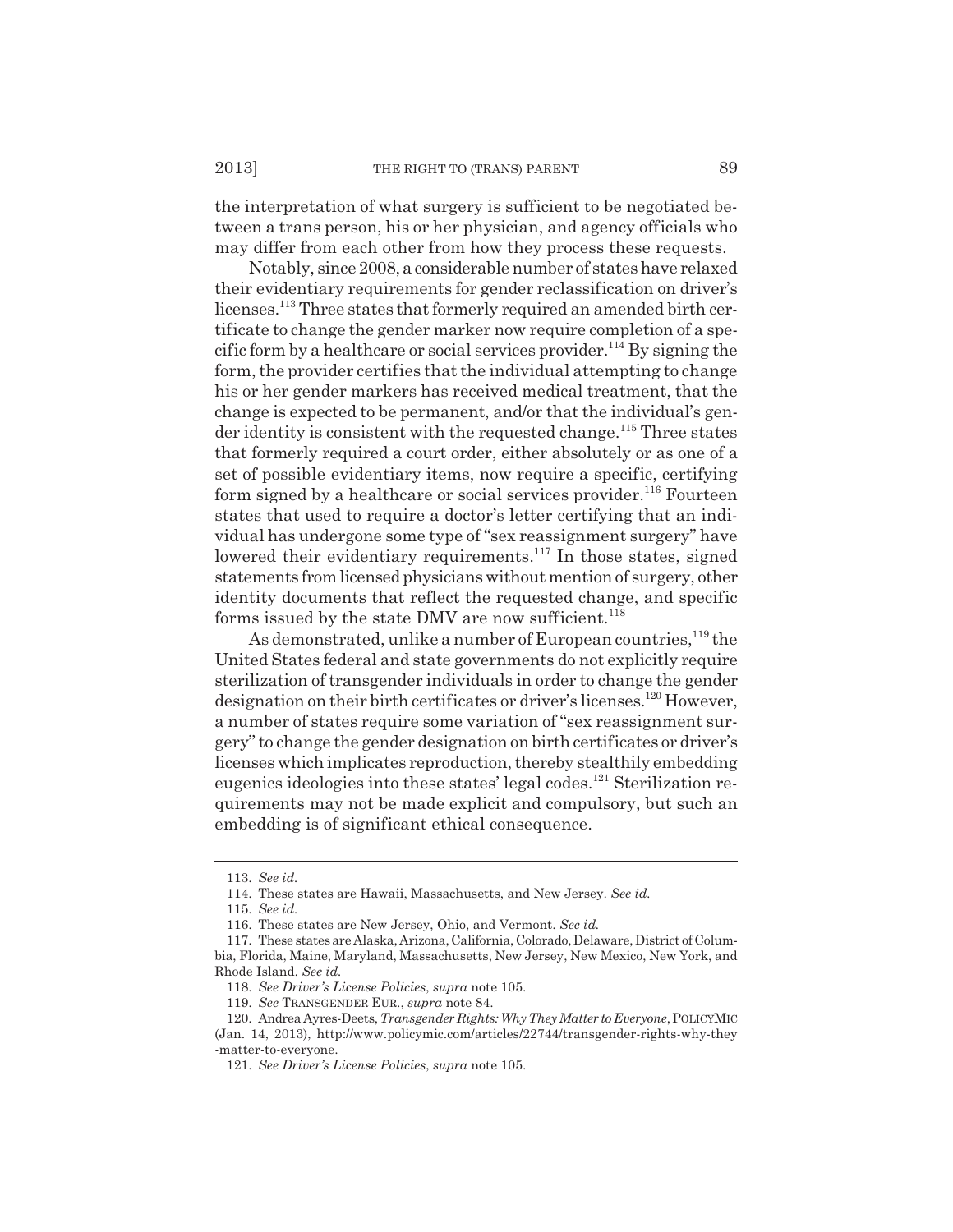the interpretation of what surgery is sufficient to be negotiated between a trans person, his or her physician, and agency officials who may differ from each other from how they process these requests.

Notably, since 2008, a considerable number of states have relaxed their evidentiary requirements for gender reclassification on driver's licenses.[113] Three states that formerly required an amended birth certificate to change the gender marker now require completion of a specific form by a healthcare or social services provider.[114] By signing the form, the provider certifies that the individual attempting to change his or her gender markers has received medical treatment, that the change is expected to be permanent, and/or that the individual's gender identity is consistent with the requested change.[115] Three states that formerly required a court order, either absolutely or as one of a set of possible evidentiary items, now require a specific, certifying form signed by a healthcare or social services provider.[116] Fourteen states that used to require a doctor's letter certifying that an individual has undergone some type of "sex reassignment surgery" have lowered their evidentiary requirements.[117] In those states, signed statements from licensed physicians without mention of surgery, other identity documents that reflect the requested change, and specific forms issued by the state DMV are now sufficient.[118]

As demonstrated, unlike a number of European countries,[119] the United States federal and state governments do not explicitly require sterilization of transgender individuals in order to change the gender designation on their birth certificates or driver's licenses.[120] However, a number of states require some variation of "sex reassignment surgery" to change the gender designation on birth certificates or driver's licenses which implicates reproduction, thereby stealthily embedding eugenics ideologies into these states' legal codes.[121] Sterilization requirements may not be made explicit and compulsory, but such an embedding is of significant ethical consequence.

---

113. *See id.*

114. These states are Hawaii, Massachusetts, and New Jersey. *See id.*

115. *See id.*

116. These states are New Jersey, Ohio, and Vermont. *See id.*

117. These states are Alaska, Arizona, California, Colorado, Delaware, District of Columbia, Florida, Maine, Maryland, Massachusetts, New Jersey, New Mexico, New York, and Rhode Island. *See id.*

118. *See Driver's License Policies*, *supra* note 105.

119. *See* TRANSGENDER EUR., *supra* note 84.

120. Andrea Ayres-Deets, *Transgender Rights: Why They Matter to Everyone*, POLICYMIC (Jan. 14, 2013), http://www.policymic.com/articles/22744/transgender-rights-why-they-matter-to-everyone.

121. *See Driver's License Policies*, *supra* note 105.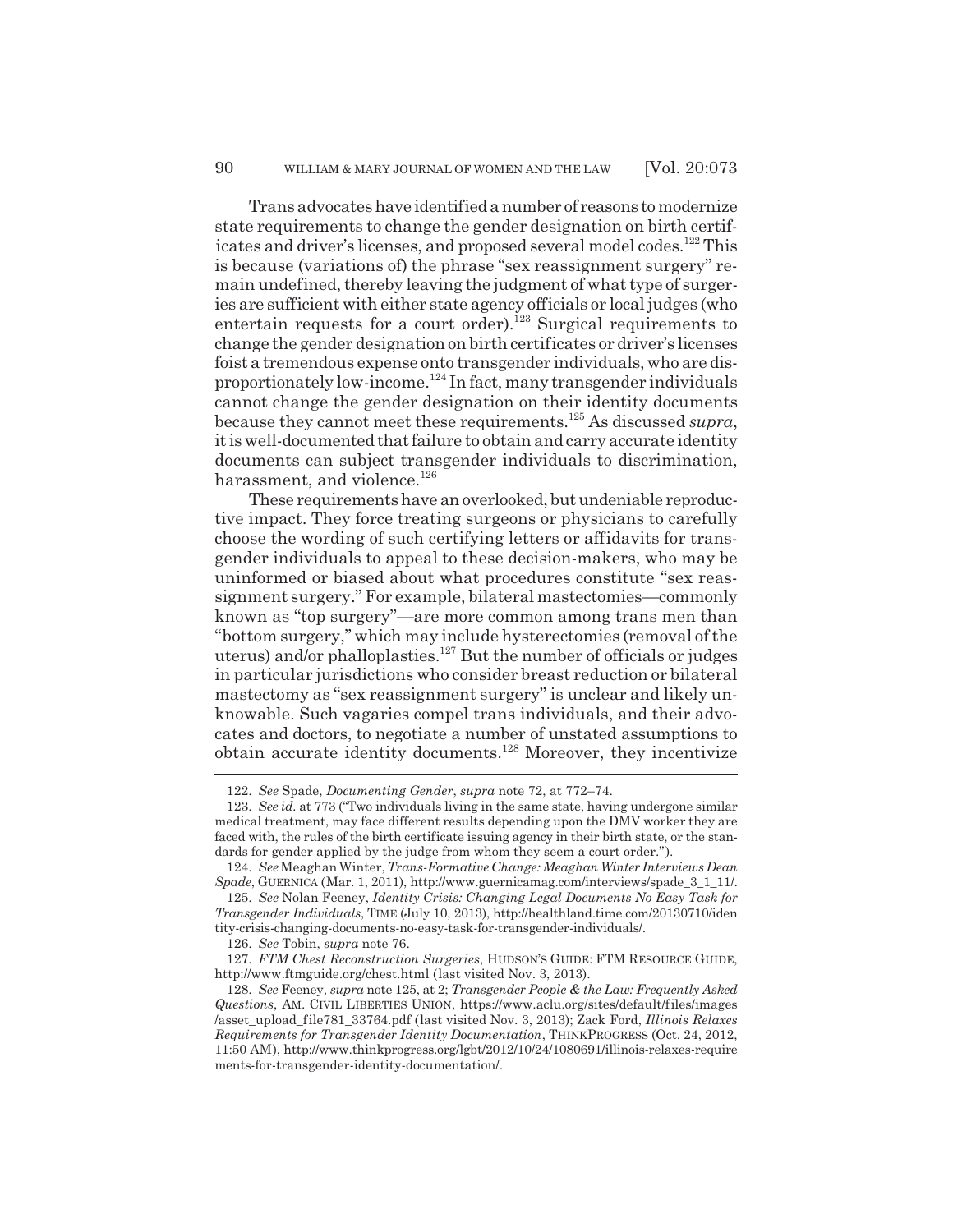Trans advocates have identified a number of reasons to modernize state requirements to change the gender designation on birth certificates and driver's licenses, and proposed several model codes.[122] This is because (variations of) the phrase "sex reassignment surgery" remain undefined, thereby leaving the judgment of what type of surgeries are sufficient with either state agency officials or local judges (who entertain requests for a court order).[123] Surgical requirements to change the gender designation on birth certificates or driver's licenses foist a tremendous expense onto transgender individuals, who are disproportionately low-income.[124] In fact, many transgender individuals cannot change the gender designation on their identity documents because they cannot meet these requirements.[125] As discussed *supra*, it is well-documented that failure to obtain and carry accurate identity documents can subject transgender individuals to discrimination, harassment, and violence.[126]

These requirements have an overlooked, but undeniable reproductive impact. They force treating surgeons or physicians to carefully choose the wording of such certifying letters or affidavits for transgender individuals to appeal to these decision-makers, who may be uninformed or biased about what procedures constitute "sex reassignment surgery." For example, bilateral mastectomies—commonly known as "top surgery"—are more common among trans men than "bottom surgery," which may include hysterectomies (removal of the uterus) and/or phalloplasties.[127] But the number of officials or judges in particular jurisdictions who consider breast reduction or bilateral mastectomy as "sex reassignment surgery" is unclear and likely unknowable. Such vagaries compel trans individuals, and their advocates and doctors, to negotiate a number of unstated assumptions to obtain accurate identity documents.[128] Moreover, they incentivize

---

122. *See* Spade, *Documenting Gender*, *supra* note 72, at 772–74.

123. *See id.* at 773 ("Two individuals living in the same state, having undergone similar medical treatment, may face different results depending upon the DMV worker they are faced with, the rules of the birth certificate issuing agency in their birth state, or the standards for gender applied by the judge from whom they seem a court order.").

124. *See* Meaghan Winter, *Trans-Formative Change: Meaghan Winter Interviews Dean Spade*, GUERNICA (Mar. 1, 2011), http://www.guernicamag.com/interviews/spade_3_1_11/.

125. *See* Nolan Feeney, *Identity Crisis: Changing Legal Documents No Easy Task for Transgender Individuals*, TIME (July 10, 2013), http://healthland.time.com/20130710/identity-crisis-changing-documents-no-easy-task-for-transgender-individuals/.

126. *See* Tobin, *supra* note 76.

127. *FTM Chest Reconstruction Surgeries*, HUDSON'S GUIDE: FTM RESOURCE GUIDE, http://www.ftmguide.org/chest.html (last visited Nov. 3, 2013).

128. *See* Feeney, *supra* note 125, at 2; *Transgender People & the Law: Frequently Asked Questions*, AM. CIVIL LIBERTIES UNION, https://www.aclu.org/sites/default/files/images/asset_upload_file781_33764.pdf (last visited Nov. 3, 2013); Zack Ford, *Illinois Relaxes Requirements for Transgender Identity Documentation*, THINKPROGRESS (Oct. 24, 2012, 11:50 AM), http://www.thinkprogress.org/lgbt/2012/10/24/1080691/illinois-relaxes-requirements-for-transgender-identity-documentation/.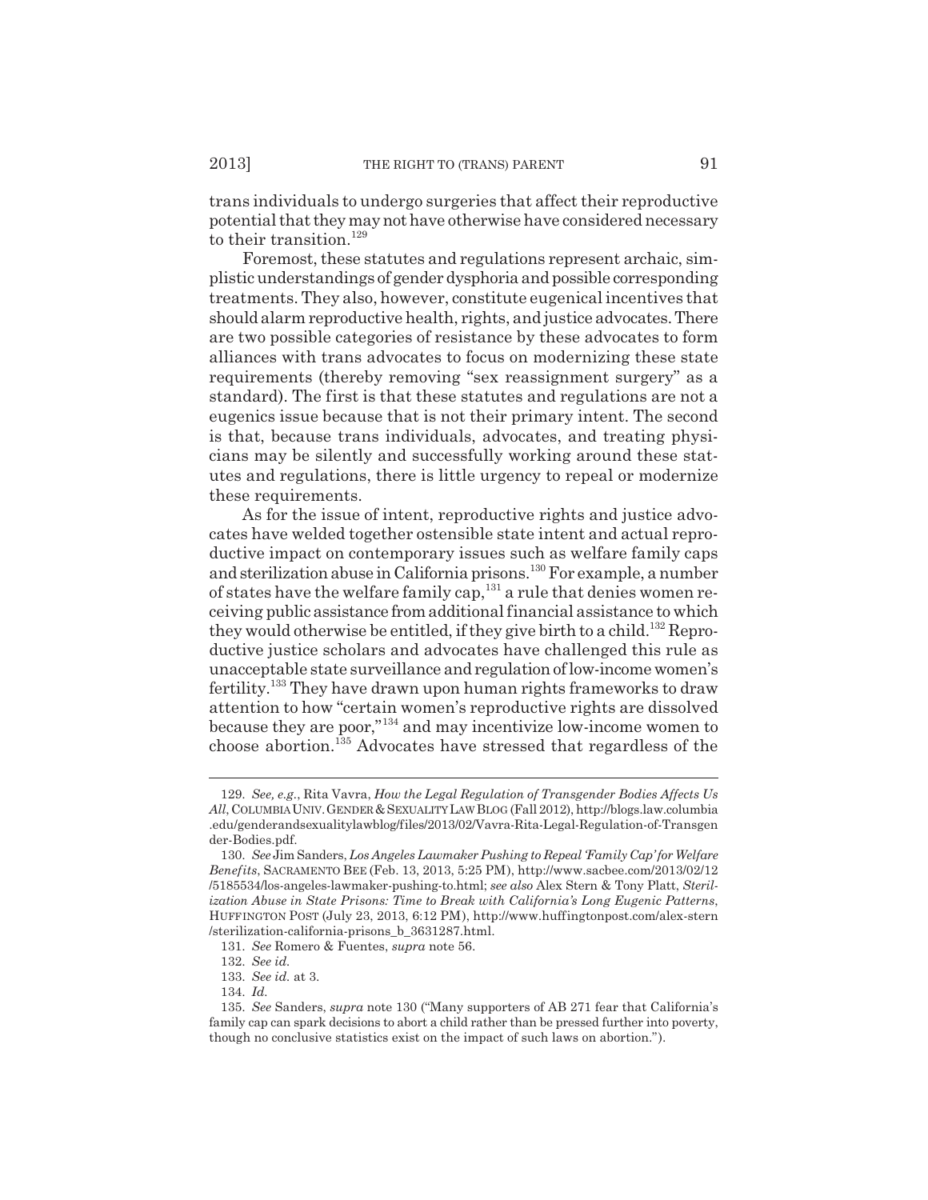trans individuals to undergo surgeries that affect their reproductive potential that they may not have otherwise have considered necessary to their transition.[129]

Foremost, these statutes and regulations represent archaic, simplistic understandings of gender dysphoria and possible corresponding treatments. They also, however, constitute eugenical incentives that should alarm reproductive health, rights, and justice advocates. There are two possible categories of resistance by these advocates to form alliances with trans advocates to focus on modernizing these state requirements (thereby removing "sex reassignment surgery" as a standard). The first is that these statutes and regulations are not a eugenics issue because that is not their primary intent. The second is that, because trans individuals, advocates, and treating physicians may be silently and successfully working around these statutes and regulations, there is little urgency to repeal or modernize these requirements.

As for the issue of intent, reproductive rights and justice advocates have welded together ostensible state intent and actual reproductive impact on contemporary issues such as welfare family caps and sterilization abuse in California prisons.[130] For example, a number of states have the welfare family cap,[131] a rule that denies women receiving public assistance from additional financial assistance to which they would otherwise be entitled, if they give birth to a child.[132] Reproductive justice scholars and advocates have challenged this rule as unacceptable state surveillance and regulation of low-income women's fertility.[133] They have drawn upon human rights frameworks to draw attention to how "certain women's reproductive rights are dissolved because they are poor,"[134] and may incentivize low-income women to choose abortion.[135] Advocates have stressed that regardless of the

---

129. *See, e.g.*, Rita Vavra, *How the Legal Regulation of Transgender Bodies Affects Us All*, COLUMBIA UNIV. GENDER & SEXUALITY LAW BLOG (Fall 2012), http://blogs.law.columbia.edu/genderandsexualitylawblog/files/2013/02/Vavra-Rita-Legal-Regulation-of-Transgender-Bodies.pdf.

130. *See* Jim Sanders, *Los Angeles Lawmaker Pushing to Repeal 'Family Cap' for Welfare Benefits*, SACRAMENTO BEE (Feb. 13, 2013, 5:25 PM), http://www.sacbee.com/2013/02/12/5185534/los-angeles-lawmaker-pushing-to.html; *see also* Alex Stern & Tony Platt, *Sterilization Abuse in State Prisons: Time to Break with California's Long Eugenic Patterns*, HUFFINGTON POST (July 23, 2013, 6:12 PM), http://www.huffingtonpost.com/alex-stern/sterilization-california-prisons_b_3631287.html.

131. *See* Romero & Fuentes, *supra* note 56.

132. *See id.*

133. *See id.* at 3.

134. *Id.*

135. *See* Sanders, *supra* note 130 ("Many supporters of AB 271 fear that California's family cap can spark decisions to abort a child rather than be pressed further into poverty, though no conclusive statistics exist on the impact of such laws on abortion.").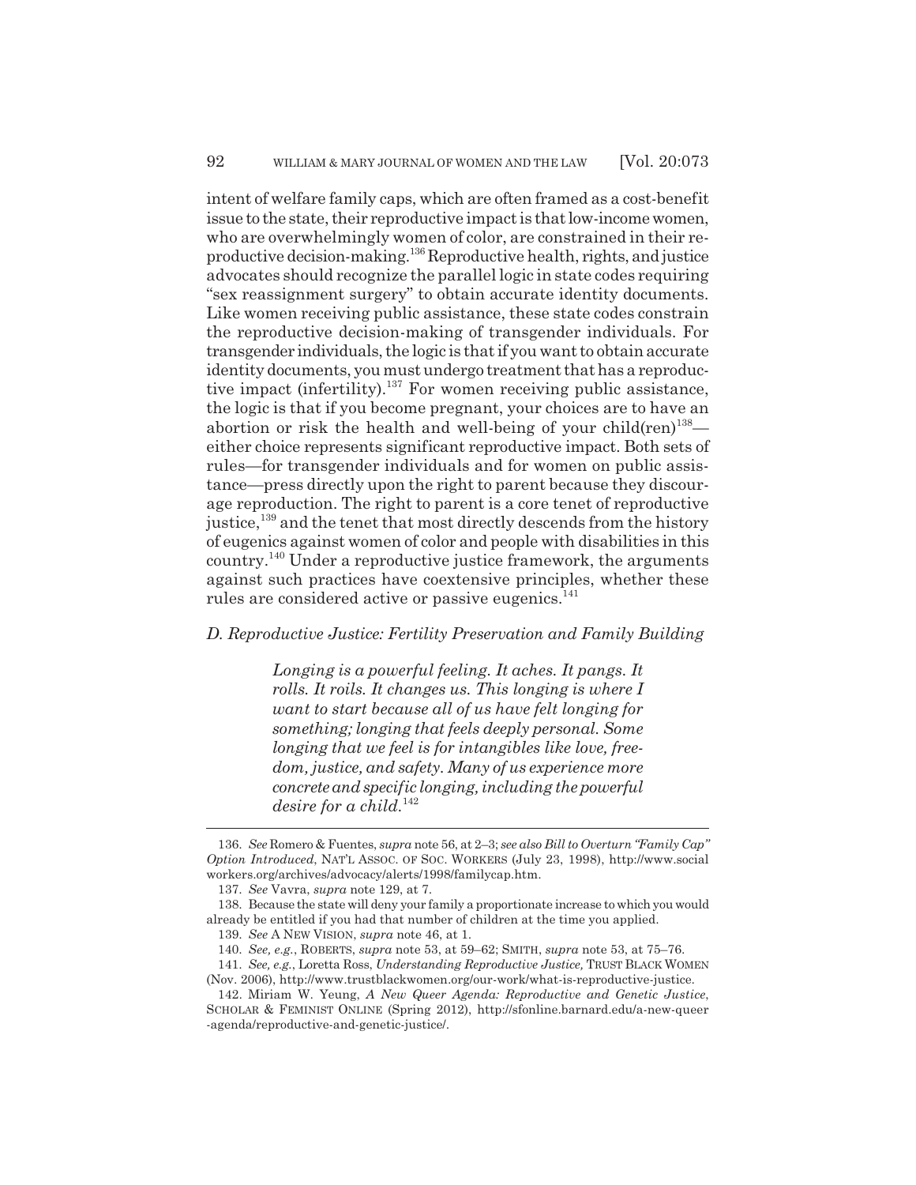intent of welfare family caps, which are often framed as a cost-benefit issue to the state, their reproductive impact is that low-income women, who are overwhelmingly women of color, are constrained in their reproductive decision-making.[136] Reproductive health, rights, and justice advocates should recognize the parallel logic in state codes requiring "sex reassignment surgery" to obtain accurate identity documents. Like women receiving public assistance, these state codes constrain the reproductive decision-making of transgender individuals. For transgender individuals, the logic is that if you want to obtain accurate identity documents, you must undergo treatment that has a reproductive impact (infertility).[137] For women receiving public assistance, the logic is that if you become pregnant, your choices are to have an abortion or risk the health and well-being of your child(ren)[138]—either choice represents significant reproductive impact. Both sets of rules—for transgender individuals and for women on public assistance—press directly upon the right to parent because they discourage reproduction. The right to parent is a core tenet of reproductive justice,[139] and the tenet that most directly descends from the history of eugenics against women of color and people with disabilities in this country.[140] Under a reproductive justice framework, the arguments against such practices have coextensive principles, whether these rules are considered active or passive eugenics.[141]

### *D. Reproductive Justice: Fertility Preservation and Family Building*

> *Longing is a powerful feeling. It aches. It pangs. It rolls. It roils. It changes us. This longing is where I want to start because all of us have felt longing for something; longing that feels deeply personal. Some longing that we feel is for intangibles like love, freedom, justice, and safety. Many of us experience more concrete and specific longing, including the powerful desire for a child.*[142]

---

136. *See* Romero & Fuentes, *supra* note 56, at 2–3; *see also Bill to Overturn "Family Cap" Option Introduced*, NAT'L ASSOC. OF SOC. WORKERS (July 23, 1998), http://www.socialworkers.org/archives/advocacy/alerts/1998/familycap.htm.

137. *See* Vavra, *supra* note 129, at 7.

138. Because the state will deny your family a proportionate increase to which you would already be entitled if you had that number of children at the time you applied.

139. *See* A NEW VISION, *supra* note 46, at 1.

140. *See, e.g.*, ROBERTS, *supra* note 53, at 59–62; SMITH, *supra* note 53, at 75–76.

141. *See, e.g.*, Loretta Ross, *Understanding Reproductive Justice,* TRUST BLACK WOMEN (Nov. 2006), http://www.trustblackwomen.org/our-work/what-is-reproductive-justice.

142. Miriam W. Yeung, *A New Queer Agenda: Reproductive and Genetic Justice*, SCHOLAR & FEMINIST ONLINE (Spring 2012), http://sfonline.barnard.edu/a-new-queer-agenda/reproductive-and-genetic-justice/.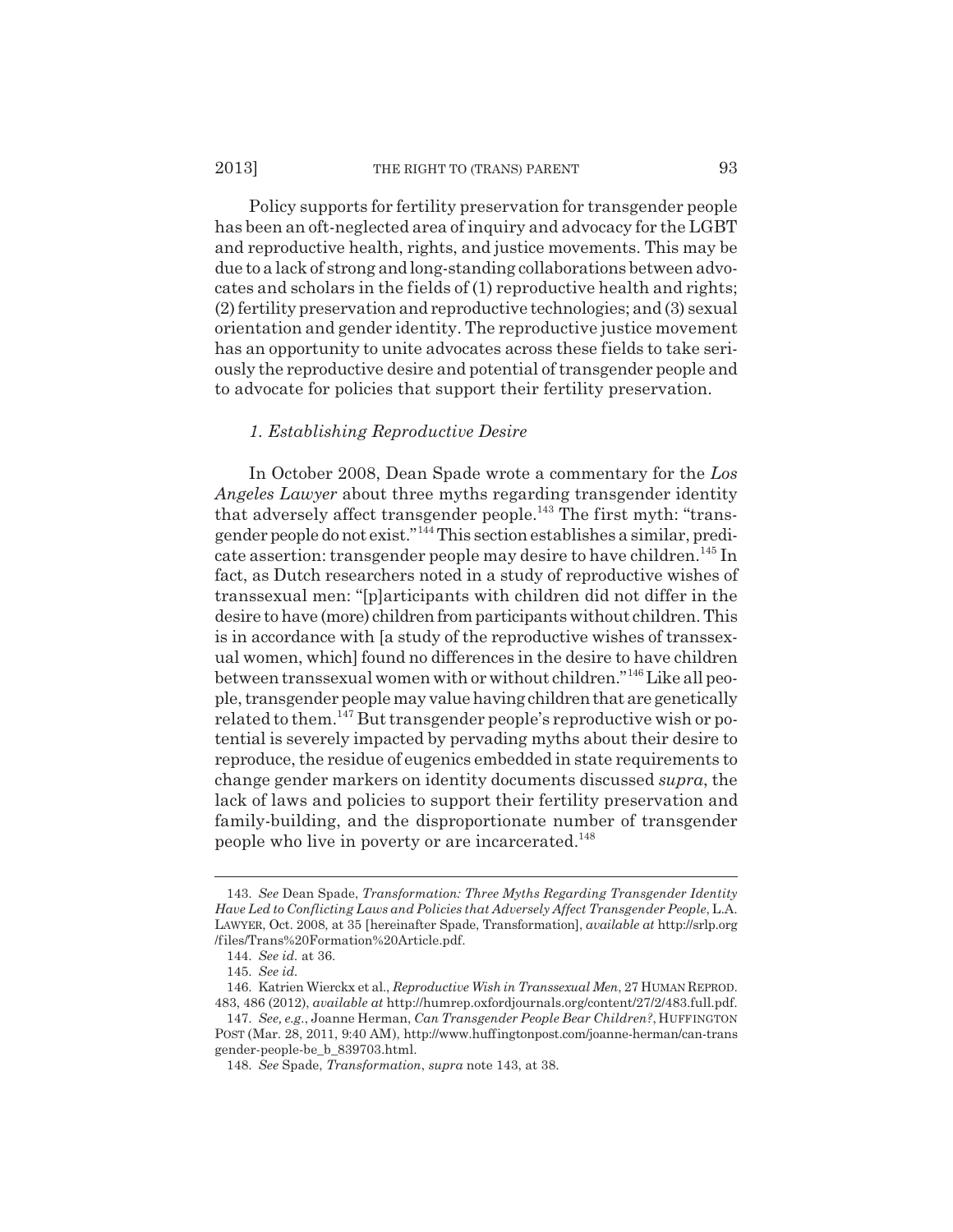Policy supports for fertility preservation for transgender people has been an oft-neglected area of inquiry and advocacy for the LGBT and reproductive health, rights, and justice movements. This may be due to a lack of strong and long-standing collaborations between advocates and scholars in the fields of (1) reproductive health and rights; (2) fertility preservation and reproductive technologies; and (3) sexual orientation and gender identity. The reproductive justice movement has an opportunity to unite advocates across these fields to take seriously the reproductive desire and potential of transgender people and to advocate for policies that support their fertility preservation.

### *1. Establishing Reproductive Desire*

In October 2008, Dean Spade wrote a commentary for the *Los Angeles Lawyer* about three myths regarding transgender identity that adversely affect transgender people.[143] The first myth: "transgender people do not exist."[144] This section establishes a similar, predicate assertion: transgender people may desire to have children.[145] In fact, as Dutch researchers noted in a study of reproductive wishes of transsexual men: "[p]articipants with children did not differ in the desire to have (more) children from participants without children. This is in accordance with [a study of the reproductive wishes of transsexual women, which] found no differences in the desire to have children between transsexual women with or without children."[146] Like all people, transgender people may value having children that are genetically related to them.[147] But transgender people's reproductive wish or potential is severely impacted by pervading myths about their desire to reproduce, the residue of eugenics embedded in state requirements to change gender markers on identity documents discussed *supra*, the lack of laws and policies to support their fertility preservation and family-building, and the disproportionate number of transgender people who live in poverty or are incarcerated.[148]

---

143. *See* Dean Spade, *Transformation: Three Myths Regarding Transgender Identity Have Led to Conflicting Laws and Policies that Adversely Affect Transgender People*, L.A. LAWYER, Oct. 2008, at 35 [hereinafter Spade, Transformation], *available at* http://srlp.org/files/Trans%20Formation%20Article.pdf.

144. *See id.* at 36.

145. *See id.*

146. Katrien Wierckx et al., *Reproductive Wish in Transsexual Men*, 27 HUMAN REPROD. 483, 486 (2012), *available at* http://humrep.oxfordjournals.org/content/27/2/483.full.pdf.

147. *See, e.g.*, Joanne Herman, *Can Transgender People Bear Children?*, HUFFINGTON POST (Mar. 28, 2011, 9:40 AM), http://www.huffingtonpost.com/joanne-herman/can-transgender-people-be_b_839703.html.

148. *See* Spade, *Transformation*, *supra* note 143, at 38.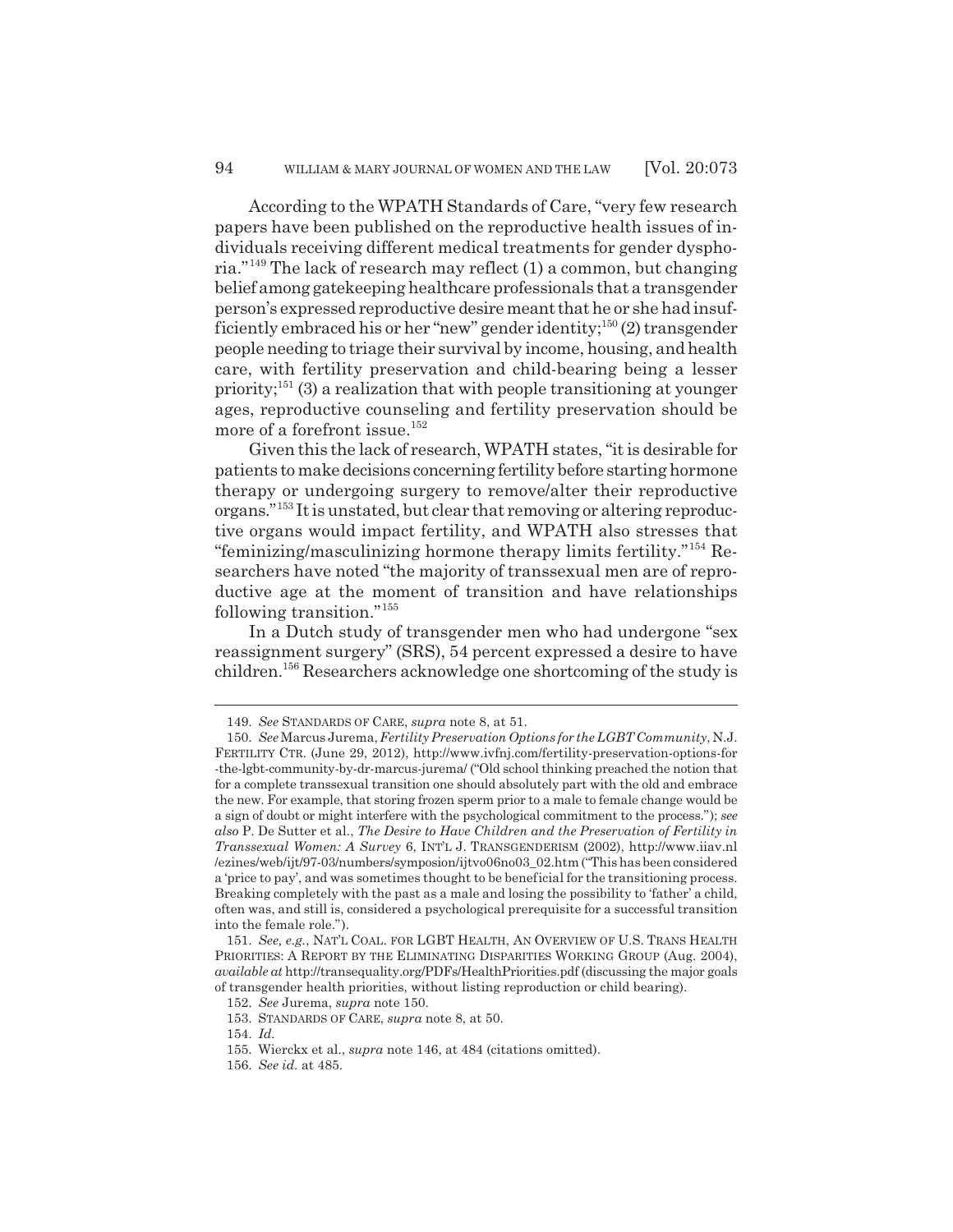According to the WPATH Standards of Care, "very few research papers have been published on the reproductive health issues of individuals receiving different medical treatments for gender dysphoria."[149] The lack of research may reflect (1) a common, but changing belief among gatekeeping healthcare professionals that a transgender person's expressed reproductive desire meant that he or she had insufficiently embraced his or her "new" gender identity;[150] (2) transgender people needing to triage their survival by income, housing, and health care, with fertility preservation and child-bearing being a lesser priority;[151] (3) a realization that with people transitioning at younger ages, reproductive counseling and fertility preservation should be more of a forefront issue.[152]

Given this the lack of research, WPATH states, "it is desirable for patients to make decisions concerning fertility before starting hormone therapy or undergoing surgery to remove/alter their reproductive organs."[153] It is unstated, but clear that removing or altering reproductive organs would impact fertility, and WPATH also stresses that "feminizing/masculinizing hormone therapy limits fertility."[154] Researchers have noted "the majority of transsexual men are of reproductive age at the moment of transition and have relationships following transition."[155]

In a Dutch study of transgender men who had undergone "sex reassignment surgery" (SRS), 54 percent expressed a desire to have children.[156] Researchers acknowledge one shortcoming of the study is

---

149. *See* STANDARDS OF CARE, *supra* note 8, at 51.

150. *See* Marcus Jurema, *Fertility Preservation Options for the LGBT Community*, N.J. FERTILITY CTR. (June 29, 2012), http://www.ivfnj.com/fertility-preservation-options-for-the-lgbt-community-by-dr-marcus-jurema/ ("Old school thinking preached the notion that for a complete transsexual transition one should absolutely part with the old and embrace the new. For example, that storing frozen sperm prior to a male to female change would be a sign of doubt or might interfere with the psychological commitment to the process."); *see also* P. De Sutter et al., *The Desire to Have Children and the Preservation of Fertility in Transsexual Women: A Survey* 6, INT'L J. TRANSGENDERISM (2002), http://www.iiav.nl/ezines/web/ijt/97-03/numbers/symposion/ijtvo06no03_02.htm ("This has been considered a 'price to pay', and was sometimes thought to be beneficial for the transitioning process. Breaking completely with the past as a male and losing the possibility to 'father' a child, often was, and still is, considered a psychological prerequisite for a successful transition into the female role.").

151. *See, e.g.*, NAT'L COAL. FOR LGBT HEALTH, AN OVERVIEW OF U.S. TRANS HEALTH PRIORITIES: A REPORT BY THE ELIMINATING DISPARITIES WORKING GROUP (Aug. 2004), *available at* http://transequality.org/PDFs/HealthPriorities.pdf (discussing the major goals of transgender health priorities, without listing reproduction or child bearing).

152. *See* Jurema, *supra* note 150.

153. STANDARDS OF CARE, *supra* note 8, at 50.

154. *Id.*

155. Wierckx et al., *supra* note 146, at 484 (citations omitted).

156. *See id.* at 485.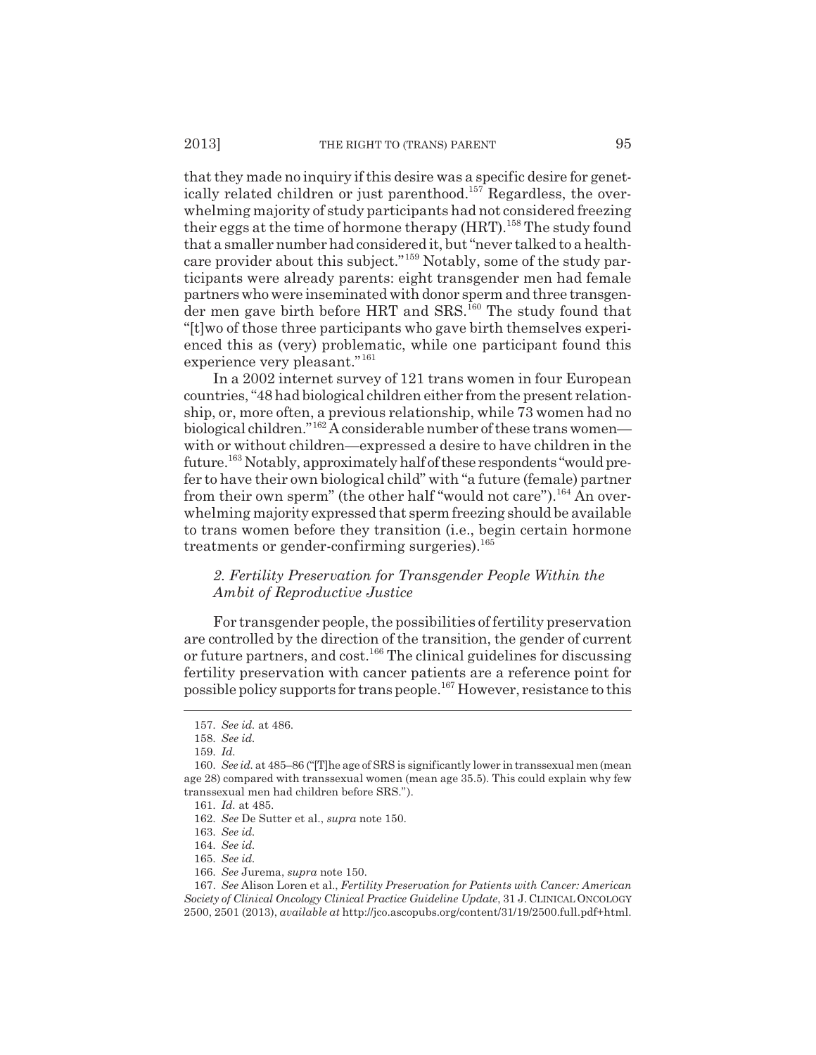that they made no inquiry if this desire was a specific desire for genetically related children or just parenthood.[157] Regardless, the overwhelming majority of study participants had not considered freezing their eggs at the time of hormone therapy (HRT).[158] The study found that a smaller number had considered it, but "never talked to a healthcare provider about this subject."[159] Notably, some of the study participants were already parents: eight transgender men had female partners who were inseminated with donor sperm and three transgender men gave birth before HRT and SRS.[160] The study found that "[t]wo of those three participants who gave birth themselves experienced this as (very) problematic, while one participant found this experience very pleasant."[161]

In a 2002 internet survey of 121 trans women in four European countries, "48 had biological children either from the present relationship, or, more often, a previous relationship, while 73 women had no biological children."[162] A considerable number of these trans women—with or without children—expressed a desire to have children in the future.[163] Notably, approximately half of these respondents "would prefer to have their own biological child" with "a future (female) partner from their own sperm" (the other half "would not care").[164] An overwhelming majority expressed that sperm freezing should be available to trans women before they transition (i.e., begin certain hormone treatments or gender-confirming surgeries).[165]

### *2. Fertility Preservation for Transgender People Within the Ambit of Reproductive Justice*

For transgender people, the possibilities of fertility preservation are controlled by the direction of the transition, the gender of current or future partners, and cost.[166] The clinical guidelines for discussing fertility preservation with cancer patients are a reference point for possible policy supports for trans people.[167] However, resistance to this

---

157. *See id.* at 486.

158. *See id.*

159. *Id.*

160. *See id.* at 485–86 ("[T]he age of SRS is significantly lower in transsexual men (mean age 28) compared with transsexual women (mean age 35.5). This could explain why few transsexual men had children before SRS.").

161. *Id.* at 485.

162. *See* De Sutter et al., *supra* note 150.

163. *See id.*

164. *See id.*

165. *See id.*

166. *See* Jurema, *supra* note 150.

167. *See* Alison Loren et al., *Fertility Preservation for Patients with Cancer: American Society of Clinical Oncology Clinical Practice Guideline Update*, 31 J. CLINICAL ONCOLOGY 2500, 2501 (2013), *available at* http://jco.ascopubs.org/content/31/19/2500.full.pdf+html.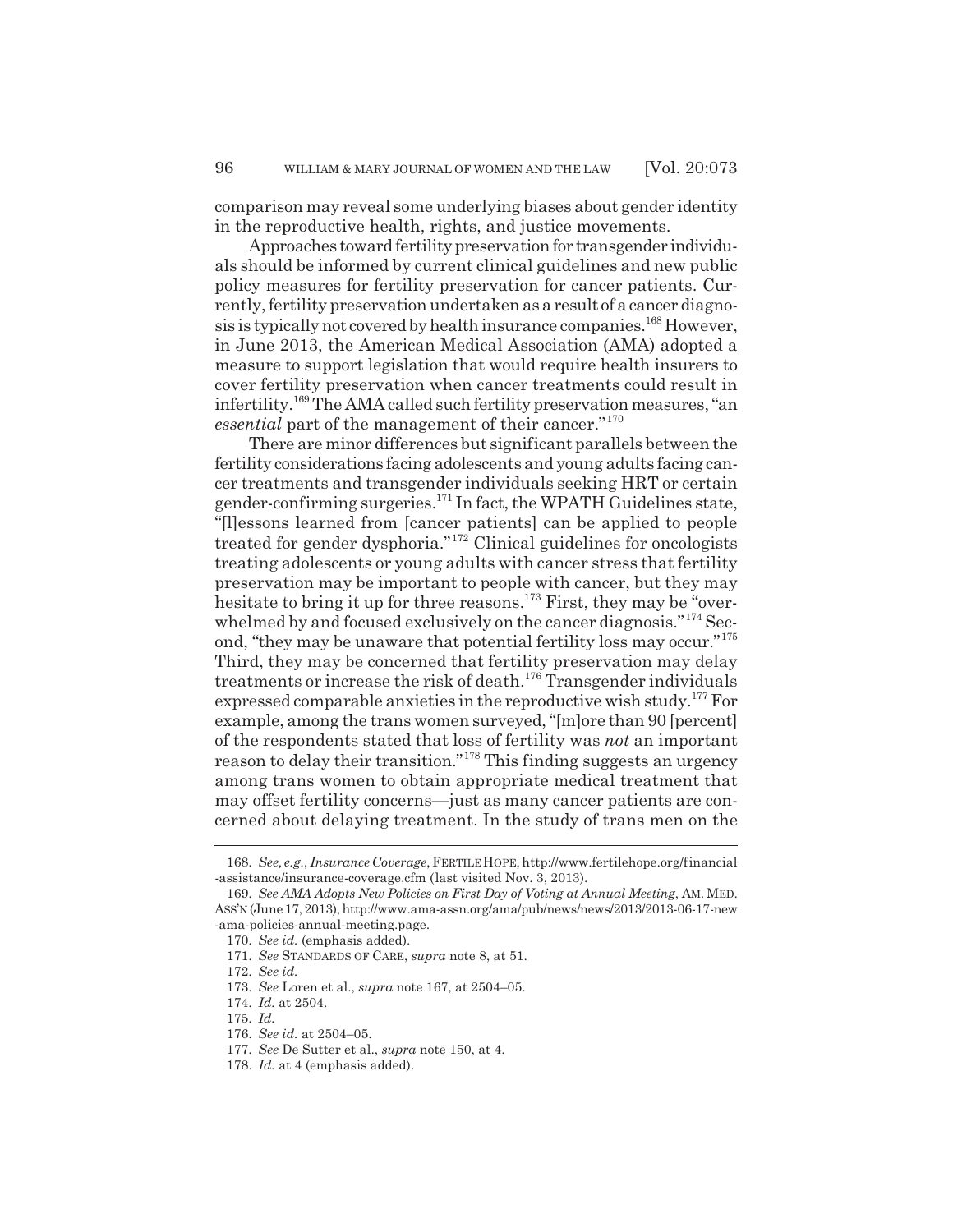comparison may reveal some underlying biases about gender identity in the reproductive health, rights, and justice movements.

Approaches toward fertility preservation for transgender individuals should be informed by current clinical guidelines and new public policy measures for fertility preservation for cancer patients. Currently, fertility preservation undertaken as a result of a cancer diagnosis is typically not covered by health insurance companies.[168] However, in June 2013, the American Medical Association (AMA) adopted a measure to support legislation that would require health insurers to cover fertility preservation when cancer treatments could result in infertility.[169] The AMA called such fertility preservation measures, "an *essential* part of the management of their cancer."[170]

There are minor differences but significant parallels between the fertility considerations facing adolescents and young adults facing cancer treatments and transgender individuals seeking HRT or certain gender-confirming surgeries.[171] In fact, the WPATH Guidelines state, "[l]essons learned from [cancer patients] can be applied to people treated for gender dysphoria."[172] Clinical guidelines for oncologists treating adolescents or young adults with cancer stress that fertility preservation may be important to people with cancer, but they may hesitate to bring it up for three reasons.[173] First, they may be "overwhelmed by and focused exclusively on the cancer diagnosis."[174] Second, "they may be unaware that potential fertility loss may occur."[175] Third, they may be concerned that fertility preservation may delay treatments or increase the risk of death.[176] Transgender individuals expressed comparable anxieties in the reproductive wish study.[177] For example, among the trans women surveyed, "[m]ore than 90 [percent] of the respondents stated that loss of fertility was *not* an important reason to delay their transition."[178] This finding suggests an urgency among trans women to obtain appropriate medical treatment that may offset fertility concerns—just as many cancer patients are concerned about delaying treatment. In the study of trans men on the

---

168. *See, e.g.*, *Insurance Coverage*, FERTILE HOPE, http://www.fertilehope.org/financial-assistance/insurance-coverage.cfm (last visited Nov. 3, 2013).

169. *See AMA Adopts New Policies on First Day of Voting at Annual Meeting*, AM. MED. ASS'N (June 17, 2013), http://www.ama-assn.org/ama/pub/news/news/2013/2013-06-17-new-ama-policies-annual-meeting.page.

170. *See id.* (emphasis added).

171. *See* STANDARDS OF CARE, *supra* note 8, at 51.

172. *See id.*

173. *See* Loren et al., *supra* note 167, at 2504–05.

174. *Id.* at 2504.

175. *Id.*

176. *See id.* at 2504–05.

177. *See* De Sutter et al., *supra* note 150, at 4.

178. *Id.* at 4 (emphasis added).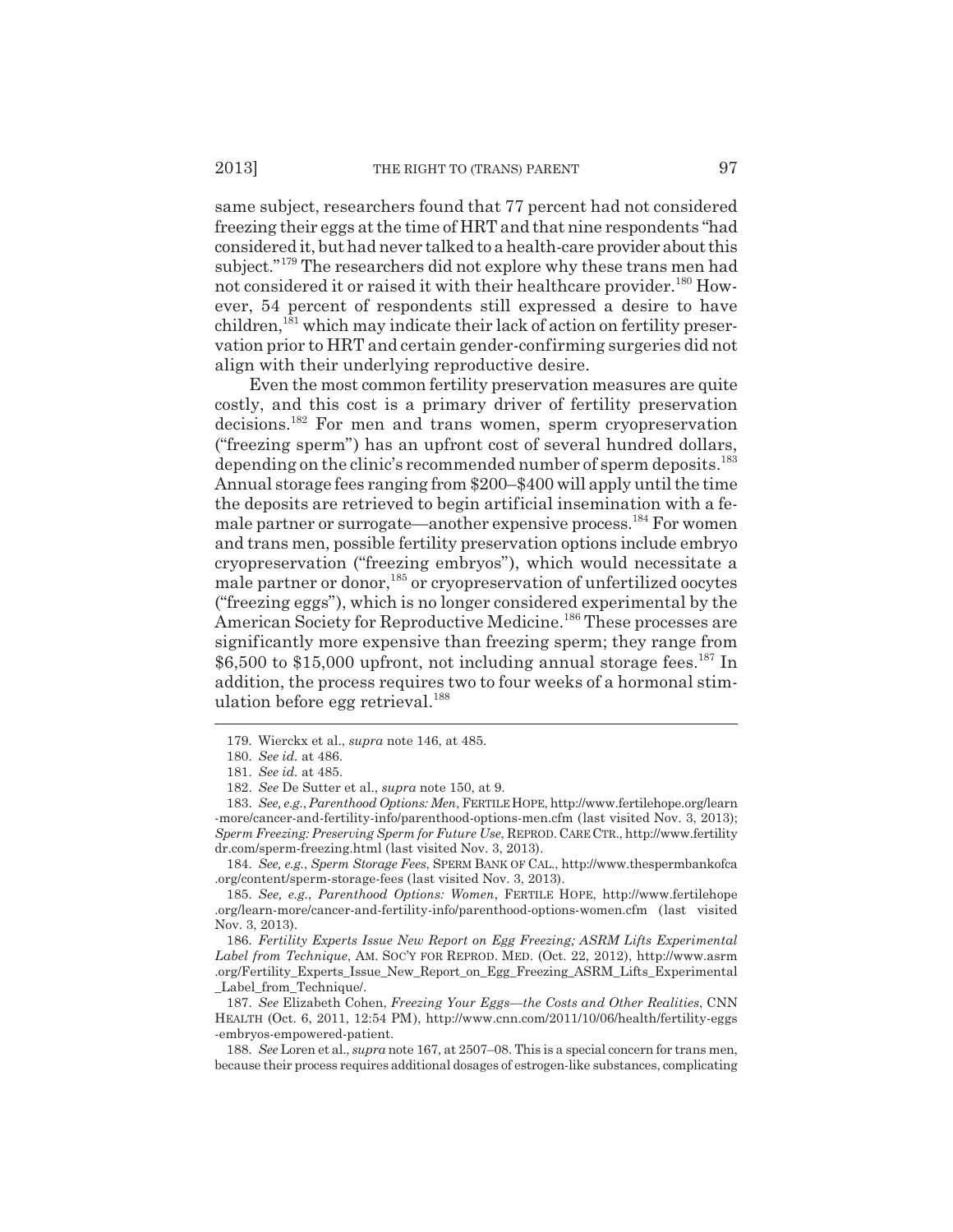same subject, researchers found that 77 percent had not considered freezing their eggs at the time of HRT and that nine respondents "had considered it, but had never talked to a health-care provider about this subject."[179] The researchers did not explore why these trans men had not considered it or raised it with their healthcare provider.[180] However, 54 percent of respondents still expressed a desire to have children,[181] which may indicate their lack of action on fertility preservation prior to HRT and certain gender-confirming surgeries did not align with their underlying reproductive desire.

Even the most common fertility preservation measures are quite costly, and this cost is a primary driver of fertility preservation decisions.[182] For men and trans women, sperm cryopreservation ("freezing sperm") has an upfront cost of several hundred dollars, depending on the clinic's recommended number of sperm deposits.[183] Annual storage fees ranging from $200–$400 will apply until the time the deposits are retrieved to begin artificial insemination with a female partner or surrogate—another expensive process.[184] For women and trans men, possible fertility preservation options include embryo cryopreservation ("freezing embryos"), which would necessitate a male partner or donor,[185] or cryopreservation of unfertilized oocytes ("freezing eggs"), which is no longer considered experimental by the American Society for Reproductive Medicine.[186] These processes are significantly more expensive than freezing sperm; they range from $6,500 to $15,000 upfront, not including annual storage fees.[187] In addition, the process requires two to four weeks of a hormonal stimulation before egg retrieval.[188]

---

179. Wierckx et al., *supra* note 146, at 485.

180. *See id.* at 486.

181. *See id.* at 485.

182. *See* De Sutter et al., *supra* note 150, at 9.

183. *See, e.g.*, *Parenthood Options: Men*, FERTILE HOPE, http://www.fertilehope.org/learn-more/cancer-and-fertility-info/parenthood-options-men.cfm (last visited Nov. 3, 2013); *Sperm Freezing: Preserving Sperm for Future Use*, REPROD. CARE CTR., http://www.fertilitydr.com/sperm-freezing.html (last visited Nov. 3, 2013).

184. *See, e.g.*, *Sperm Storage Fees*, SPERM BANK OF CAL., http://www.thespermbankofca.org/content/sperm-storage-fees (last visited Nov. 3, 2013).

185. *See, e.g.*, *Parenthood Options: Women*, FERTILE HOPE, http://www.fertilehope.org/learn-more/cancer-and-fertility-info/parenthood-options-women.cfm (last visited Nov. 3, 2013).

186. *Fertility Experts Issue New Report on Egg Freezing; ASRM Lifts Experimental Label from Technique*, AM. SOC'Y FOR REPROD. MED. (Oct. 22, 2012), http://www.asrm.org/Fertility_Experts_Issue_New_Report_on_Egg_Freezing_ASRM_Lifts_Experimental_Label_from_Technique/.

187. *See* Elizabeth Cohen, *Freezing Your Eggs—the Costs and Other Realities*, CNN HEALTH (Oct. 6, 2011, 12:54 PM), http://www.cnn.com/2011/10/06/health/fertility-eggs-embryos-empowered-patient.

188. *See* Loren et al., *supra* note 167, at 2507–08. This is a special concern for trans men, because their process requires additional dosages of estrogen-like substances, complicating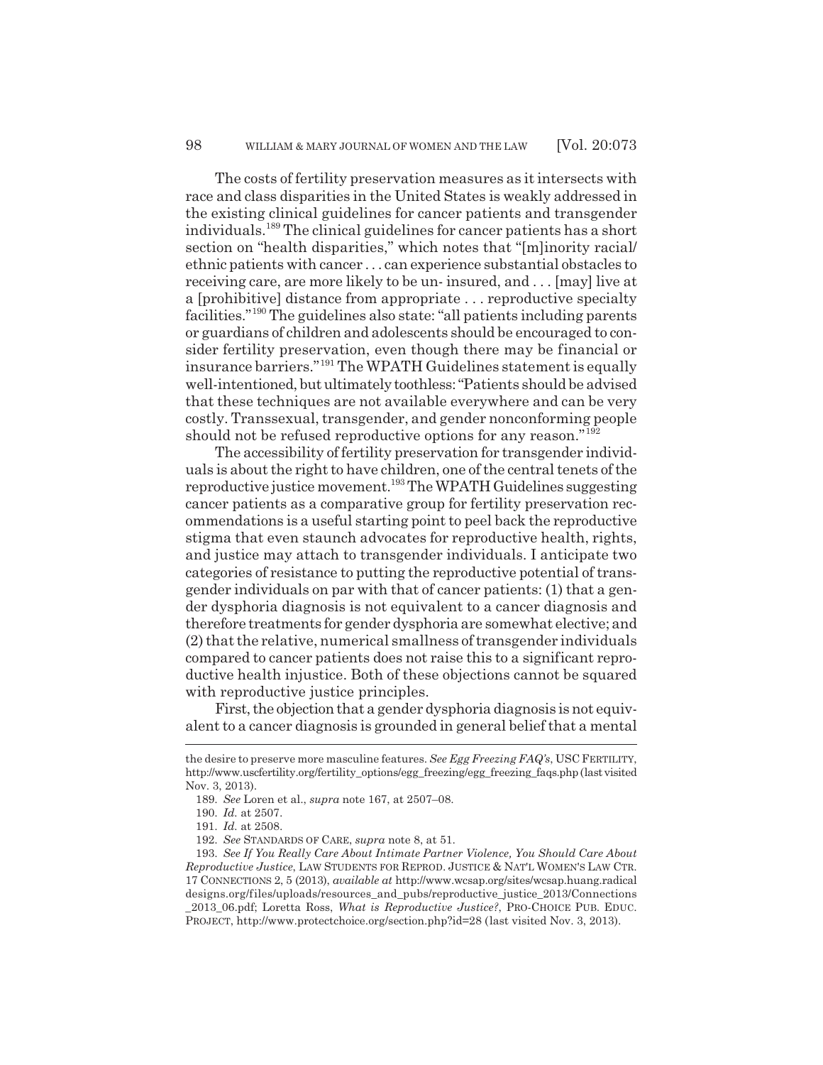The costs of fertility preservation measures as it intersects with race and class disparities in the United States is weakly addressed in the existing clinical guidelines for cancer patients and transgender individuals.[189] The clinical guidelines for cancer patients has a short section on "health disparities," which notes that "[m]inority racial/ethnic patients with cancer . . . can experience substantial obstacles to receiving care, are more likely to be un- insured, and . . . [may] live at a [prohibitive] distance from appropriate . . . reproductive specialty facilities."[190] The guidelines also state: "all patients including parents or guardians of children and adolescents should be encouraged to consider fertility preservation, even though there may be financial or insurance barriers."[191] The WPATH Guidelines statement is equally well-intentioned, but ultimately toothless: "Patients should be advised that these techniques are not available everywhere and can be very costly. Transsexual, transgender, and gender nonconforming people should not be refused reproductive options for any reason."[192]

The accessibility of fertility preservation for transgender individuals is about the right to have children, one of the central tenets of the reproductive justice movement.[193] The WPATH Guidelines suggesting cancer patients as a comparative group for fertility preservation recommendations is a useful starting point to peel back the reproductive stigma that even staunch advocates for reproductive health, rights, and justice may attach to transgender individuals. I anticipate two categories of resistance to putting the reproductive potential of transgender individuals on par with that of cancer patients: (1) that a gender dysphoria diagnosis is not equivalent to a cancer diagnosis and therefore treatments for gender dysphoria are somewhat elective; and (2) that the relative, numerical smallness of transgender individuals compared to cancer patients does not raise this to a significant reproductive health injustice. Both of these objections cannot be squared with reproductive justice principles.

First, the objection that a gender dysphoria diagnosis is not equivalent to a cancer diagnosis is grounded in general belief that a mental

---

the desire to preserve more masculine features. *See Egg Freezing FAQ's*, USC FERTILITY, http://www.uscfertility.org/fertility_options/egg_freezing/egg_freezing_faqs.php (last visited Nov. 3, 2013).

189. *See* Loren et al., *supra* note 167, at 2507–08.

190. *Id.* at 2507.

191. *Id.* at 2508.

192. *See* STANDARDS OF CARE, *supra* note 8, at 51.

193. *See If You Really Care About Intimate Partner Violence, You Should Care About Reproductive Justice*, LAW STUDENTS FOR REPROD. JUSTICE & NAT'L WOMEN'S LAW CTR. 17 CONNECTIONS 2, 5 (2013), *available at* http://www.wcsap.org/sites/wcsap.huang.radicaldesigns.org/files/uploads/resources_and_pubs/reproductive_justice_2013/Connections_2013_06.pdf; Loretta Ross, *What is Reproductive Justice?*, PRO-CHOICE PUB. EDUC. PROJECT, http://www.protectchoice.org/section.php?id=28 (last visited Nov. 3, 2013).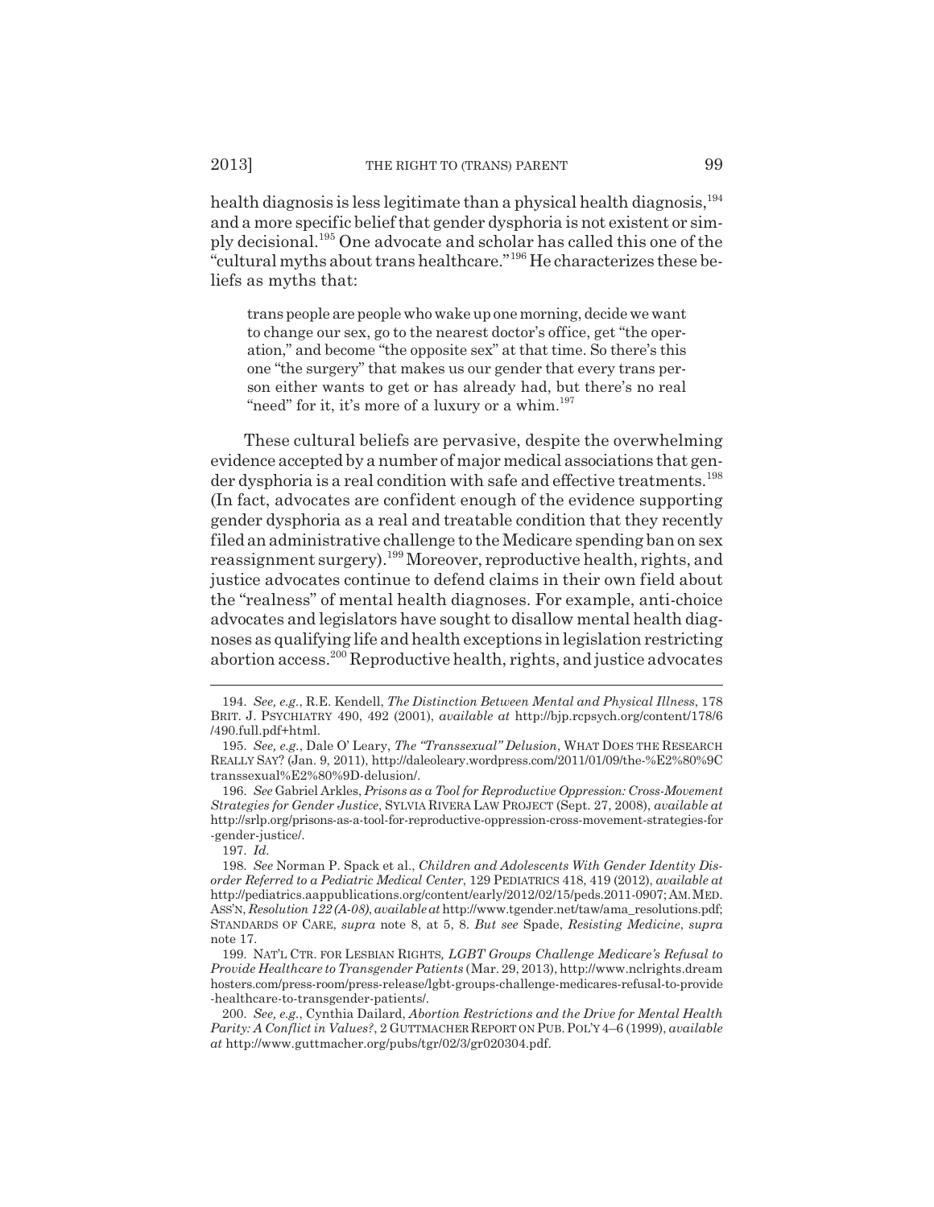health diagnosis is less legitimate than a physical health diagnosis,[194] and a more specific belief that gender dysphoria is not existent or simply decisional.[195] One advocate and scholar has called this one of the "cultural myths about trans healthcare."[196] He characterizes these beliefs as myths that:

> trans people are people who wake up one morning, decide we want to change our sex, go to the nearest doctor's office, get "the operation," and become "the opposite sex" at that time. So there's this one "the surgery" that makes us our gender that every trans person either wants to get or has already had, but there's no real "need" for it, it's more of a luxury or a whim.[197]

These cultural beliefs are pervasive, despite the overwhelming evidence accepted by a number of major medical associations that gender dysphoria is a real condition with safe and effective treatments.[198] (In fact, advocates are confident enough of the evidence supporting gender dysphoria as a real and treatable condition that they recently filed an administrative challenge to the Medicare spending ban on sex reassignment surgery).[199] Moreover, reproductive health, rights, and justice advocates continue to defend claims in their own field about the "realness" of mental health diagnoses. For example, anti-choice advocates and legislators have sought to disallow mental health diagnoses as qualifying life and health exceptions in legislation restricting abortion access.[200] Reproductive health, rights, and justice advocates

---

194. *See, e.g.*, R.E. Kendell, *The Distinction Between Mental and Physical Illness*, 178 BRIT. J. PSYCHIATRY 490, 492 (2001), *available at* http://bjp.rcpsych.org/content/178/6/490.full.pdf+html.

195. *See, e.g.*, Dale O' Leary, *The "Transsexual" Delusion*, WHAT DOES THE RESEARCH REALLY SAY? (Jan. 9, 2011), http://daleoleary.wordpress.com/2011/01/09/the-%E2%80%9Ctranssexual%E2%80%9D-delusion/.

196. *See* Gabriel Arkles, *Prisons as a Tool for Reproductive Oppression: Cross-Movement Strategies for Gender Justice*, SYLVIA RIVERA LAW PROJECT (Sept. 27, 2008), *available at* http://srlp.org/prisons-as-a-tool-for-reproductive-oppression-cross-movement-strategies-for-gender-justice/.

197. *Id.*

198. *See* Norman P. Spack et al., *Children and Adolescents With Gender Identity Disorder Referred to a Pediatric Medical Center*, 129 PEDIATRICS 418, 419 (2012), *available at* http://pediatrics.aappublications.org/content/early/2012/02/15/peds.2011-0907; AM. MED. ASS'N, *Resolution 122 (A-08)*, *available at* http://www.tgender.net/taw/ama_resolutions.pdf; STANDARDS OF CARE, *supra* note 8, at 5, 8. *But see* Spade, *Resisting Medicine*, *supra* note 17.

199. NAT'L CTR. FOR LESBIAN RIGHTS, *LGBT Groups Challenge Medicare's Refusal to Provide Healthcare to Transgender Patients* (Mar. 29, 2013), http://www.nclrights.dreamhosters.com/press-room/press-release/lgbt-groups-challenge-medicares-refusal-to-provide-healthcare-to-transgender-patients/.

200. *See, e.g.*, Cynthia Dailard, *Abortion Restrictions and the Drive for Mental Health Parity: A Conflict in Values?*, 2 GUTTMACHER REPORT ON PUB. POL'Y 4–6 (1999), *available at* http://www.guttmacher.org/pubs/tgr/02/3/gr020304.pdf.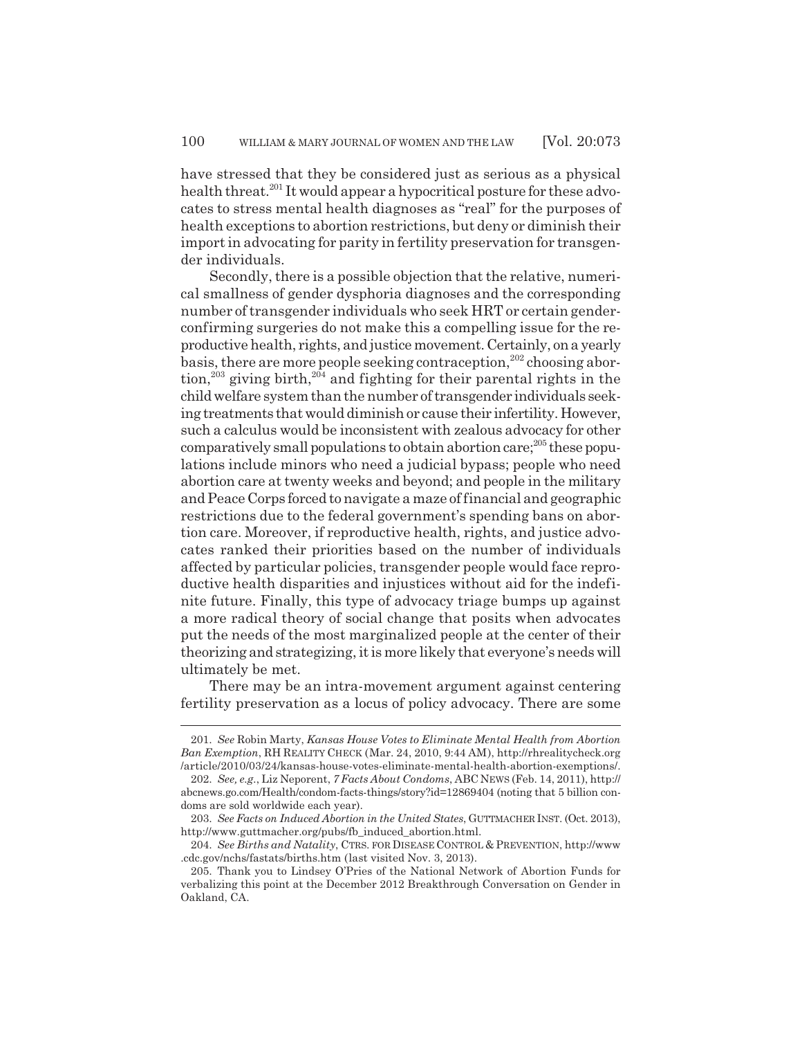have stressed that they be considered just as serious as a physical health threat.[201] It would appear a hypocritical posture for these advocates to stress mental health diagnoses as "real" for the purposes of health exceptions to abortion restrictions, but deny or diminish their import in advocating for parity in fertility preservation for transgender individuals.

Secondly, there is a possible objection that the relative, numerical smallness of gender dysphoria diagnoses and the corresponding number of transgender individuals who seek HRT or certain gender-confirming surgeries do not make this a compelling issue for the reproductive health, rights, and justice movement. Certainly, on a yearly basis, there are more people seeking contraception,[202] choosing abortion,[203] giving birth,[204] and fighting for their parental rights in the child welfare system than the number of transgender individuals seeking treatments that would diminish or cause their infertility. However, such a calculus would be inconsistent with zealous advocacy for other comparatively small populations to obtain abortion care;[205] these populations include minors who need a judicial bypass; people who need abortion care at twenty weeks and beyond; and people in the military and Peace Corps forced to navigate a maze of financial and geographic restrictions due to the federal government's spending bans on abortion care. Moreover, if reproductive health, rights, and justice advocates ranked their priorities based on the number of individuals affected by particular policies, transgender people would face reproductive health disparities and injustices without aid for the indefinite future. Finally, this type of advocacy triage bumps up against a more radical theory of social change that posits when advocates put the needs of the most marginalized people at the center of their theorizing and strategizing, it is more likely that everyone's needs will ultimately be met.

There may be an intra-movement argument against centering fertility preservation as a locus of policy advocacy. There are some

---

201. *See* Robin Marty, *Kansas House Votes to Eliminate Mental Health from Abortion Ban Exemption*, RH REALITY CHECK (Mar. 24, 2010, 9:44 AM), http://rhrealitycheck.org/article/2010/03/24/kansas-house-votes-eliminate-mental-health-abortion-exemptions/.

202. *See, e.g.*, Liz Neporent, *7 Facts About Condoms*, ABC NEWS (Feb. 14, 2011), http://abcnews.go.com/Health/condom-facts-things/story?id=12869404 (noting that 5 billion condoms are sold worldwide each year).

203. *See Facts on Induced Abortion in the United States*, GUTTMACHER INST. (Oct. 2013), http://www.guttmacher.org/pubs/fb_induced_abortion.html.

204. *See Births and Natality*, CTRS. FOR DISEASE CONTROL & PREVENTION, http://www.cdc.gov/nchs/fastats/births.htm (last visited Nov. 3, 2013).

205. Thank you to Lindsey O'Pries of the National Network of Abortion Funds for verbalizing this point at the December 2012 Breakthrough Conversation on Gender in Oakland, CA.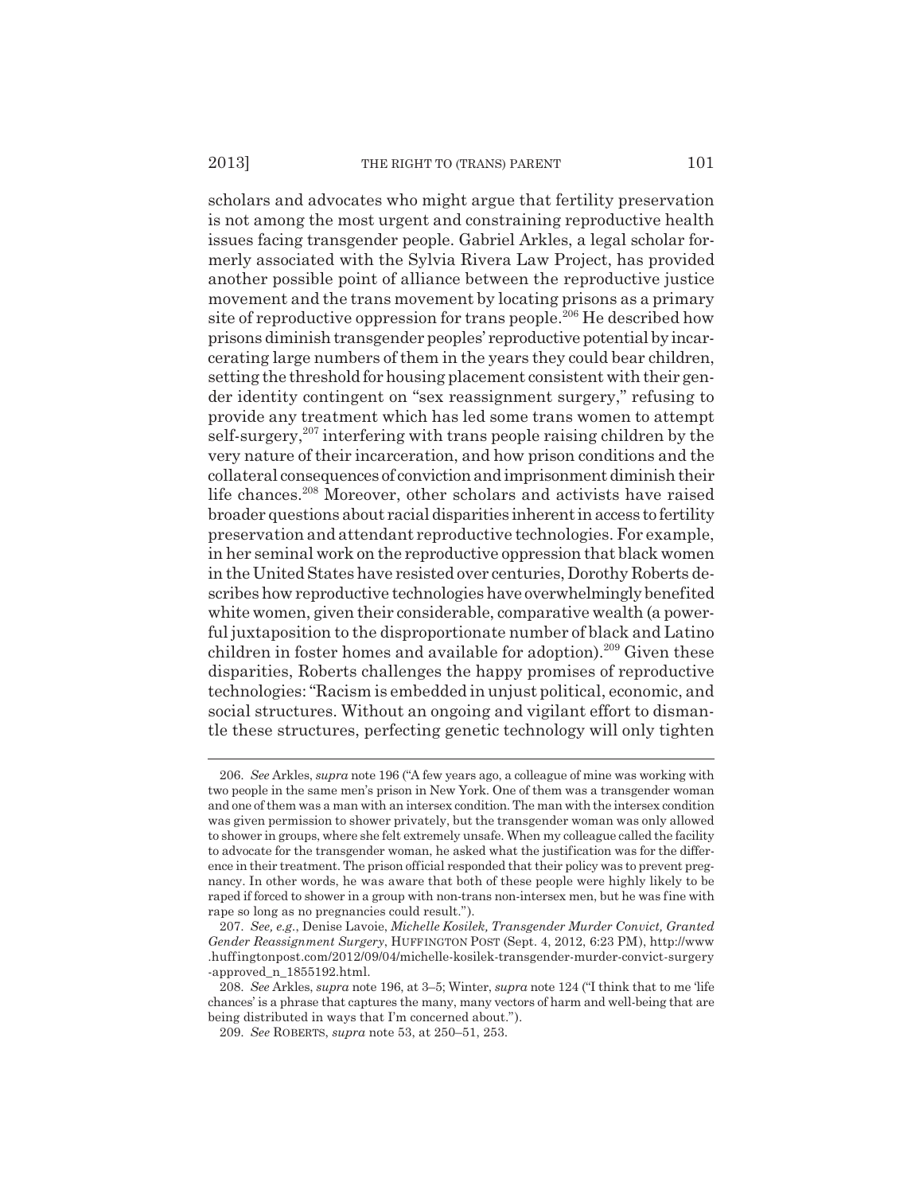scholars and advocates who might argue that fertility preservation is not among the most urgent and constraining reproductive health issues facing transgender people. Gabriel Arkles, a legal scholar formerly associated with the Sylvia Rivera Law Project, has provided another possible point of alliance between the reproductive justice movement and the trans movement by locating prisons as a primary site of reproductive oppression for trans people.[206] He described how prisons diminish transgender peoples' reproductive potential by incarcerating large numbers of them in the years they could bear children, setting the threshold for housing placement consistent with their gender identity contingent on "sex reassignment surgery," refusing to provide any treatment which has led some trans women to attempt self-surgery,[207] interfering with trans people raising children by the very nature of their incarceration, and how prison conditions and the collateral consequences of conviction and imprisonment diminish their life chances.[208] Moreover, other scholars and activists have raised broader questions about racial disparities inherent in access to fertility preservation and attendant reproductive technologies. For example, in her seminal work on the reproductive oppression that black women in the United States have resisted over centuries, Dorothy Roberts describes how reproductive technologies have overwhelmingly benefited white women, given their considerable, comparative wealth (a powerful juxtaposition to the disproportionate number of black and Latino children in foster homes and available for adoption).[209] Given these disparities, Roberts challenges the happy promises of reproductive technologies: "Racism is embedded in unjust political, economic, and social structures. Without an ongoing and vigilant effort to dismantle these structures, perfecting genetic technology will only tighten

---

206. *See* Arkles, *supra* note 196 ("A few years ago, a colleague of mine was working with two people in the same men's prison in New York. One of them was a transgender woman and one of them was a man with an intersex condition. The man with the intersex condition was given permission to shower privately, but the transgender woman was only allowed to shower in groups, where she felt extremely unsafe. When my colleague called the facility to advocate for the transgender woman, he asked what the justification was for the difference in their treatment. The prison official responded that their policy was to prevent pregnancy. In other words, he was aware that both of these people were highly likely to be raped if forced to shower in a group with non-trans non-intersex men, but he was fine with rape so long as no pregnancies could result.").

207. *See, e.g.*, Denise Lavoie, *Michelle Kosilek, Transgender Murder Convict, Granted Gender Reassignment Surgery*, HUFFINGTON POST (Sept. 4, 2012, 6:23 PM), http://www.huffingtonpost.com/2012/09/04/michelle-kosilek-transgender-murder-convict-surgery-approved_n_1855192.html.

208. *See* Arkles, *supra* note 196, at 3–5; Winter, *supra* note 124 ("I think that to me 'life chances' is a phrase that captures the many, many vectors of harm and well-being that are being distributed in ways that I'm concerned about.").

209. *See* ROBERTS, *supra* note 53, at 250–51, 253.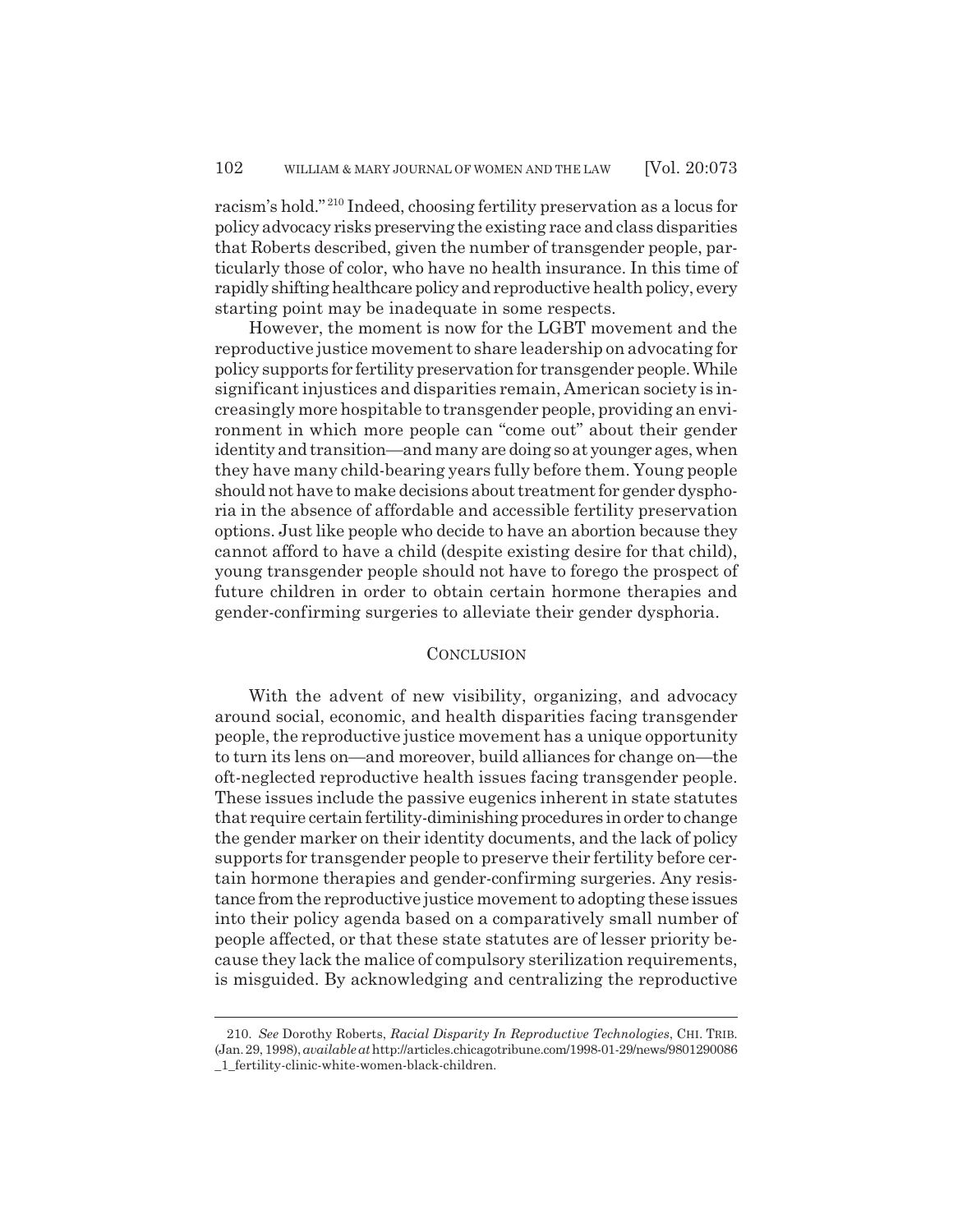racism's hold."[210] Indeed, choosing fertility preservation as a locus for policy advocacy risks preserving the existing race and class disparities that Roberts described, given the number of transgender people, particularly those of color, who have no health insurance. In this time of rapidly shifting healthcare policy and reproductive health policy, every starting point may be inadequate in some respects.

However, the moment is now for the LGBT movement and the reproductive justice movement to share leadership on advocating for policy supports for fertility preservation for transgender people. While significant injustices and disparities remain, American society is increasingly more hospitable to transgender people, providing an environment in which more people can "come out" about their gender identity and transition—and many are doing so at younger ages, when they have many child-bearing years fully before them. Young people should not have to make decisions about treatment for gender dysphoria in the absence of affordable and accessible fertility preservation options. Just like people who decide to have an abortion because they cannot afford to have a child (despite existing desire for that child), young transgender people should not have to forego the prospect of future children in order to obtain certain hormone therapies and gender-confirming surgeries to alleviate their gender dysphoria.

## CONCLUSION

With the advent of new visibility, organizing, and advocacy around social, economic, and health disparities facing transgender people, the reproductive justice movement has a unique opportunity to turn its lens on—and moreover, build alliances for change on—the oft-neglected reproductive health issues facing transgender people. These issues include the passive eugenics inherent in state statutes that require certain fertility-diminishing procedures in order to change the gender marker on their identity documents, and the lack of policy supports for transgender people to preserve their fertility before certain hormone therapies and gender-confirming surgeries. Any resistance from the reproductive justice movement to adopting these issues into their policy agenda based on a comparatively small number of people affected, or that these state statutes are of lesser priority because they lack the malice of compulsory sterilization requirements, is misguided. By acknowledging and centralizing the reproductive

---

210. *See* Dorothy Roberts, *Racial Disparity In Reproductive Technologies*, CHI. TRIB. (Jan. 29, 1998), *available at* http://articles.chicagotribune.com/1998-01-29/news/9801290086_1_fertility-clinic-white-women-black-children.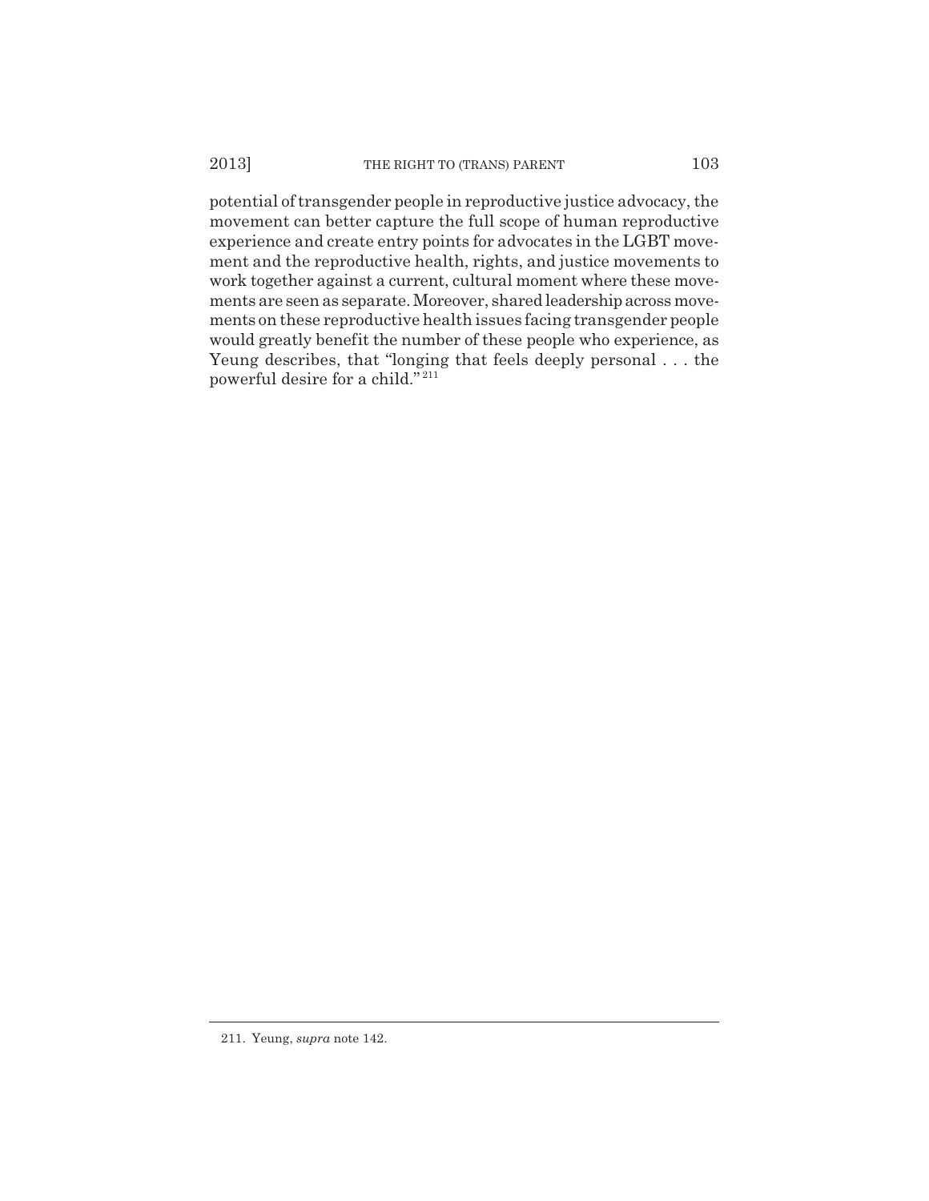potential of transgender people in reproductive justice advocacy, the movement can better capture the full scope of human reproductive experience and create entry points for advocates in the LGBT movement and the reproductive health, rights, and justice movements to work together against a current, cultural moment where these movements are seen as separate. Moreover, shared leadership across movements on these reproductive health issues facing transgender people would greatly benefit the number of these people who experience, as Yeung describes, that "longing that feels deeply personal . . . the powerful desire for a child."[211]

---

211. Yeung, *supra* note 142.